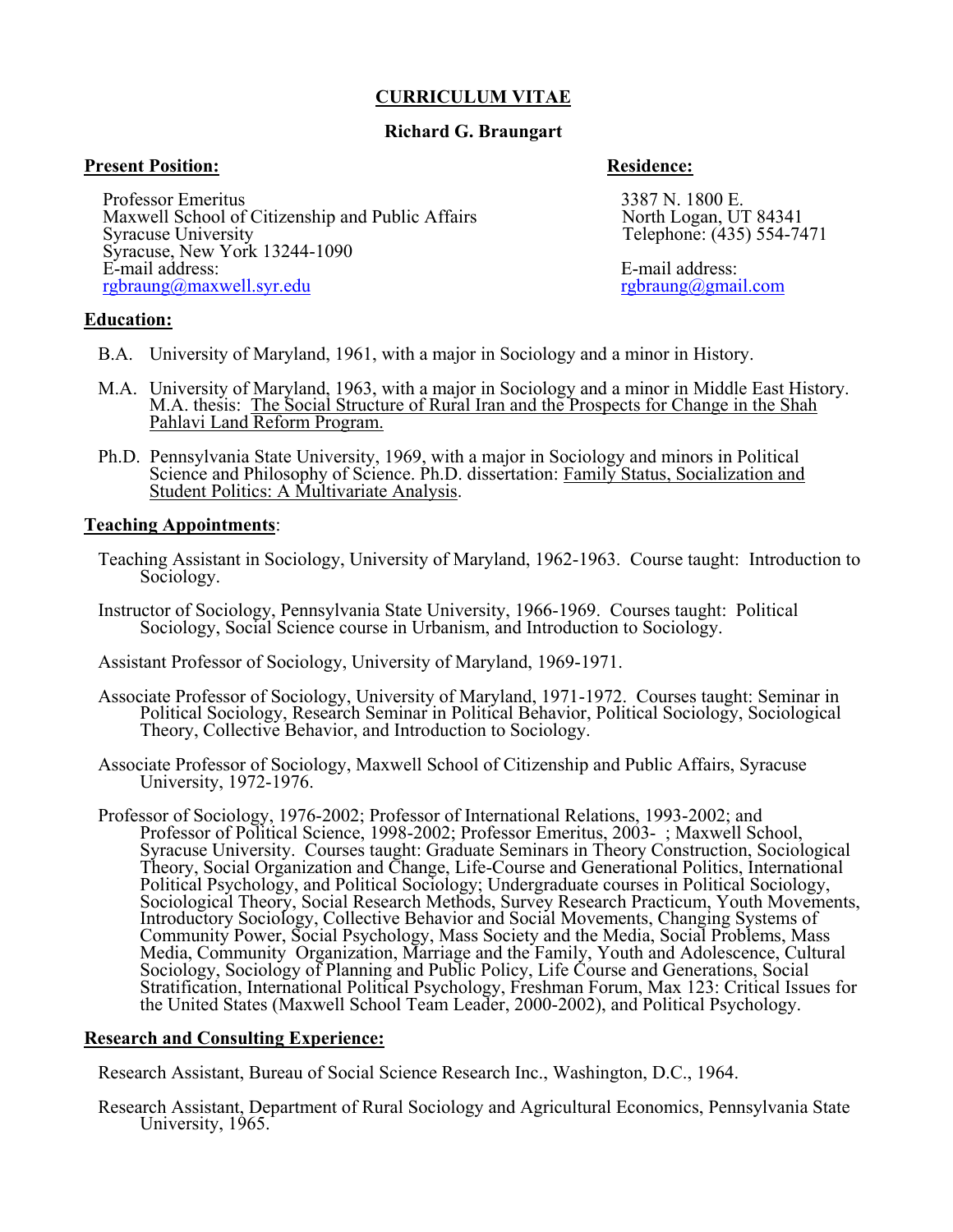# CURRICULUM VITAE

**Richard G. Braungart**

**Present Position:**

Professor Emeritus
Maxwell School of Citizenship and Public Affairs
Syracuse University
Syracuse, New York 13244-1090
E-mail address:
rgbraung@maxwell.syr.edu

**Residence:**

3387 N. 1800 E.
North Logan, UT 84341
Telephone: (435) 554-7471

E-mail address:
rgbraung@gmail.com

**Education:**

B.A. University of Maryland, 1961, with a major in Sociology and a minor in History.

M.A. University of Maryland, 1963, with a major in Sociology and a minor in Middle East History. M.A. thesis: The Social Structure of Rural Iran and the Prospects for Change in the Shah Pahlavi Land Reform Program.

Ph.D. Pennsylvania State University, 1969, with a major in Sociology and minors in Political Science and Philosophy of Science. Ph.D. dissertation: Family Status, Socialization and Student Politics: A Multivariate Analysis.

**Teaching Appointments**:

Teaching Assistant in Sociology, University of Maryland, 1962-1963. Course taught: Introduction to Sociology.

Instructor of Sociology, Pennsylvania State University, 1966-1969. Courses taught: Political Sociology, Social Science course in Urbanism, and Introduction to Sociology.

Assistant Professor of Sociology, University of Maryland, 1969-1971.

Associate Professor of Sociology, University of Maryland, 1971-1972. Courses taught: Seminar in Political Sociology, Research Seminar in Political Behavior, Political Sociology, Sociological Theory, Collective Behavior, and Introduction to Sociology.

Associate Professor of Sociology, Maxwell School of Citizenship and Public Affairs, Syracuse University, 1972-1976.

Professor of Sociology, 1976-2002; Professor of International Relations, 1993-2002; and Professor of Political Science, 1998-2002; Professor Emeritus, 2003- ; Maxwell School, Syracuse University. Courses taught: Graduate Seminars in Theory Construction, Sociological Theory, Social Organization and Change, Life-Course and Generational Politics, International Political Psychology, and Political Sociology; Undergraduate courses in Political Sociology, Sociological Theory, Social Research Methods, Survey Research Practicum, Youth Movements, Introductory Sociology, Collective Behavior and Social Movements, Changing Systems of Community Power, Social Psychology, Mass Society and the Media, Social Problems, Mass Media, Community Organization, Marriage and the Family, Youth and Adolescence, Cultural Sociology, Sociology of Planning and Public Policy, Life Course and Generations, Social Stratification, International Political Psychology, Freshman Forum, Max 123: Critical Issues for the United States (Maxwell School Team Leader, 2000-2002), and Political Psychology.

**Research and Consulting Experience:**

Research Assistant, Bureau of Social Science Research Inc., Washington, D.C., 1964.

Research Assistant, Department of Rural Sociology and Agricultural Economics, Pennsylvania State University, 1965.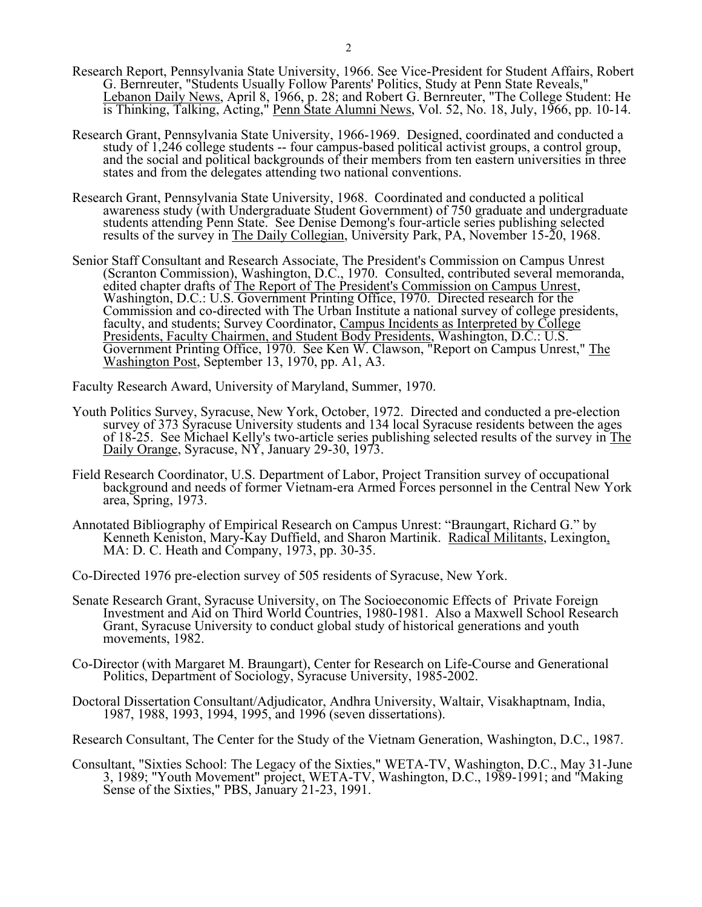Research Report, Pennsylvania State University, 1966. See Vice-President for Student Affairs, Robert G. Bernreuter, "Students Usually Follow Parents' Politics, Study at Penn State Reveals," Lebanon Daily News, April 8, 1966, p. 28; and Robert G. Bernreuter, "The College Student: He is Thinking, Talking, Acting," Penn State Alumni News, Vol. 52, No. 18, July, 1966, pp. 10-14.

Research Grant, Pennsylvania State University, 1966-1969. Designed, coordinated and conducted a study of 1,246 college students -- four campus-based political activist groups, a control group, and the social and political backgrounds of their members from ten eastern universities in three states and from the delegates attending two national conventions.

Research Grant, Pennsylvania State University, 1968. Coordinated and conducted a political awareness study (with Undergraduate Student Government) of 750 graduate and undergraduate students attending Penn State. See Denise Demong's four-article series publishing selected results of the survey in The Daily Collegian, University Park, PA, November 15-20, 1968.

Senior Staff Consultant and Research Associate, The President's Commission on Campus Unrest (Scranton Commission), Washington, D.C., 1970. Consulted, contributed several memoranda, edited chapter drafts of The Report of The President's Commission on Campus Unrest, Washington, D.C.: U.S. Government Printing Office, 1970. Directed research for the Commission and co-directed with The Urban Institute a national survey of college presidents, faculty, and students; Survey Coordinator, Campus Incidents as Interpreted by College Presidents, Faculty Chairmen, and Student Body Presidents, Washington, D.C.: U.S. Government Printing Office, 1970. See Ken W. Clawson, "Report on Campus Unrest," The Washington Post, September 13, 1970, pp. A1, A3.

Faculty Research Award, University of Maryland, Summer, 1970.

Youth Politics Survey, Syracuse, New York, October, 1972. Directed and conducted a pre-election survey of 373 Syracuse University students and 134 local Syracuse residents between the ages of 18-25. See Michael Kelly's two-article series publishing selected results of the survey in The Daily Orange, Syracuse, NY, January 29-30, 1973.

Field Research Coordinator, U.S. Department of Labor, Project Transition survey of occupational background and needs of former Vietnam-era Armed Forces personnel in the Central New York area, Spring, 1973.

Annotated Bibliography of Empirical Research on Campus Unrest: "Braungart, Richard G." by Kenneth Keniston, Mary-Kay Duffield, and Sharon Martinik. Radical Militants, Lexington, MA: D. C. Heath and Company, 1973, pp. 30-35.

Co-Directed 1976 pre-election survey of 505 residents of Syracuse, New York.

Senate Research Grant, Syracuse University, on The Socioeconomic Effects of Private Foreign Investment and Aid on Third World Countries, 1980-1981. Also a Maxwell School Research Grant, Syracuse University to conduct global study of historical generations and youth movements, 1982.

Co-Director (with Margaret M. Braungart), Center for Research on Life-Course and Generational Politics, Department of Sociology, Syracuse University, 1985-2002.

Doctoral Dissertation Consultant/Adjudicator, Andhra University, Waltair, Visakhaptnam, India, 1987, 1988, 1993, 1994, 1995, and 1996 (seven dissertations).

Research Consultant, The Center for the Study of the Vietnam Generation, Washington, D.C., 1987.

Consultant, "Sixties School: The Legacy of the Sixties," WETA-TV, Washington, D.C., May 31-June 3, 1989; "Youth Movement" project, WETA-TV, Washington, D.C., 1989-1991; and "Making Sense of the Sixties," PBS, January 21-23, 1991.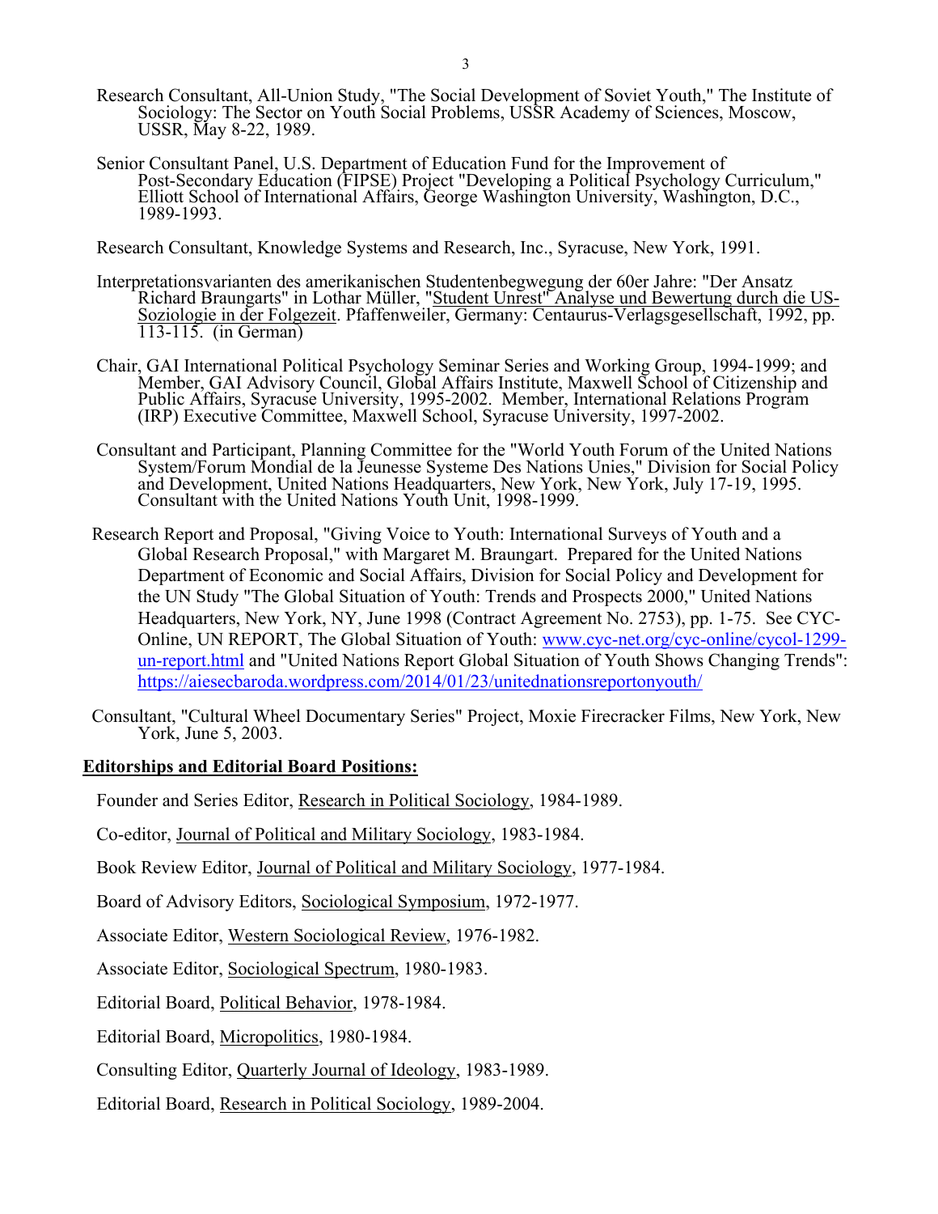Research Consultant, All-Union Study, "The Social Development of Soviet Youth," The Institute of Sociology: The Sector on Youth Social Problems, USSR Academy of Sciences, Moscow, USSR, May 8-22, 1989.

Senior Consultant Panel, U.S. Department of Education Fund for the Improvement of Post-Secondary Education (FIPSE) Project "Developing a Political Psychology Curriculum," Elliott School of International Affairs, George Washington University, Washington, D.C., 1989-1993.

Research Consultant, Knowledge Systems and Research, Inc., Syracuse, New York, 1991.

Interpretationsvarianten des amerikanischen Studentenbegwegung der 60er Jahre: "Der Ansatz Richard Braungarts" in Lothar Müller, "Student Unrest" Analyse und Bewertung durch die US-Soziologie in der Folgezeit. Pfaffenweiler, Germany: Centaurus-Verlagsgesellschaft, 1992, pp. 113-115. (in German)

Chair, GAI International Political Psychology Seminar Series and Working Group, 1994-1999; and Member, GAI Advisory Council, Global Affairs Institute, Maxwell School of Citizenship and Public Affairs, Syracuse University, 1995-2002. Member, International Relations Program (IRP) Executive Committee, Maxwell School, Syracuse University, 1997-2002.

Consultant and Participant, Planning Committee for the "World Youth Forum of the United Nations System/Forum Mondial de la Jeunesse Systeme Des Nations Unies," Division for Social Policy and Development, United Nations Headquarters, New York, New York, July 17-19, 1995. Consultant with the United Nations Youth Unit, 1998-1999.

Research Report and Proposal, "Giving Voice to Youth: International Surveys of Youth and a Global Research Proposal," with Margaret M. Braungart. Prepared for the United Nations Department of Economic and Social Affairs, Division for Social Policy and Development for the UN Study "The Global Situation of Youth: Trends and Prospects 2000," United Nations Headquarters, New York, NY, June 1998 (Contract Agreement No. 2753), pp. 1-75. See CYC-Online, UN REPORT, The Global Situation of Youth: www.cyc-net.org/cyc-online/cycol-1299-un-report.html and "United Nations Report Global Situation of Youth Shows Changing Trends": https://aiesecbaroda.wordpress.com/2014/01/23/unitednationsreportonyouth/

Consultant, "Cultural Wheel Documentary Series" Project, Moxie Firecracker Films, New York, New York, June 5, 2003.

**Editorships and Editorial Board Positions:**

Founder and Series Editor, Research in Political Sociology, 1984-1989.

Co-editor, Journal of Political and Military Sociology, 1983-1984.

Book Review Editor, Journal of Political and Military Sociology, 1977-1984.

Board of Advisory Editors, Sociological Symposium, 1972-1977.

Associate Editor, Western Sociological Review, 1976-1982.

Associate Editor, Sociological Spectrum, 1980-1983.

Editorial Board, Political Behavior, 1978-1984.

Editorial Board, Micropolitics, 1980-1984.

Consulting Editor, Quarterly Journal of Ideology, 1983-1989.

Editorial Board, Research in Political Sociology, 1989-2004.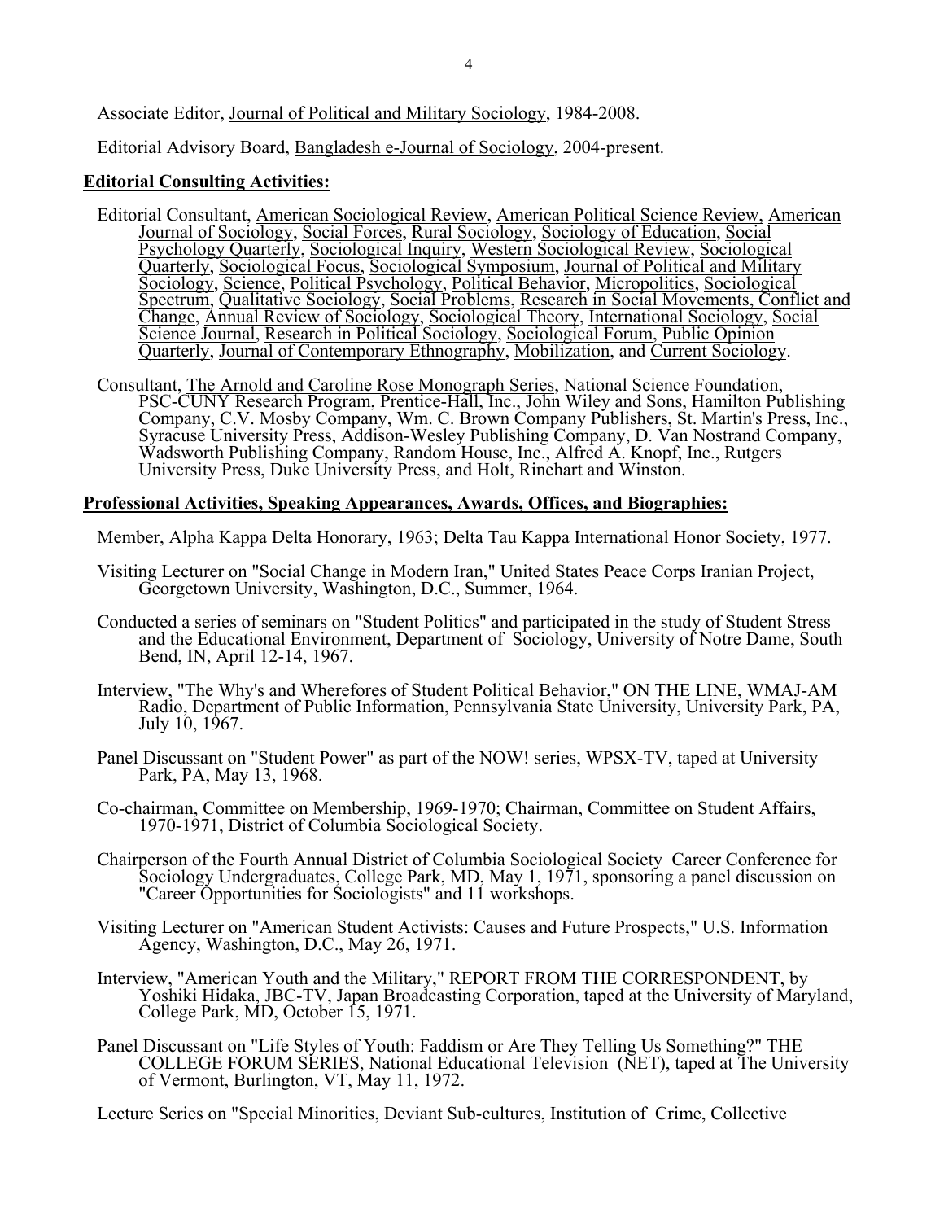Associate Editor, Journal of Political and Military Sociology, 1984-2008.

Editorial Advisory Board, Bangladesh e-Journal of Sociology, 2004-present.

**Editorial Consulting Activities:**

Editorial Consultant, American Sociological Review, American Political Science Review, American Journal of Sociology, Social Forces, Rural Sociology, Sociology of Education, Social Psychology Quarterly, Sociological Inquiry, Western Sociological Review, Sociological Quarterly, Sociological Focus, Sociological Symposium, Journal of Political and Military Sociology, Science, Political Psychology, Political Behavior, Micropolitics, Sociological Spectrum, Qualitative Sociology, Social Problems, Research in Social Movements, Conflict and Change, Annual Review of Sociology, Sociological Theory, International Sociology, Social Science Journal, Research in Political Sociology, Sociological Forum, Public Opinion Quarterly, Journal of Contemporary Ethnography, Mobilization, and Current Sociology.

Consultant, The Arnold and Caroline Rose Monograph Series, National Science Foundation, PSC-CUNY Research Program, Prentice-Hall, Inc., John Wiley and Sons, Hamilton Publishing Company, C.V. Mosby Company, Wm. C. Brown Company Publishers, St. Martin's Press, Inc., Syracuse University Press, Addison-Wesley Publishing Company, D. Van Nostrand Company, Wadsworth Publishing Company, Random House, Inc., Alfred A. Knopf, Inc., Rutgers University Press, Duke University Press, and Holt, Rinehart and Winston.

**Professional Activities, Speaking Appearances, Awards, Offices, and Biographies:**

Member, Alpha Kappa Delta Honorary, 1963; Delta Tau Kappa International Honor Society, 1977.

Visiting Lecturer on "Social Change in Modern Iran," United States Peace Corps Iranian Project, Georgetown University, Washington, D.C., Summer, 1964.

Conducted a series of seminars on "Student Politics" and participated in the study of Student Stress and the Educational Environment, Department of Sociology, University of Notre Dame, South Bend, IN, April 12-14, 1967.

Interview, "The Why's and Wherefores of Student Political Behavior," ON THE LINE, WMAJ-AM Radio, Department of Public Information, Pennsylvania State University, University Park, PA, July 10, 1967.

Panel Discussant on "Student Power" as part of the NOW! series, WPSX-TV, taped at University Park, PA, May 13, 1968.

Co-chairman, Committee on Membership, 1969-1970; Chairman, Committee on Student Affairs, 1970-1971, District of Columbia Sociological Society.

Chairperson of the Fourth Annual District of Columbia Sociological Society Career Conference for Sociology Undergraduates, College Park, MD, May 1, 1971, sponsoring a panel discussion on "Career Opportunities for Sociologists" and 11 workshops.

Visiting Lecturer on "American Student Activists: Causes and Future Prospects," U.S. Information Agency, Washington, D.C., May 26, 1971.

Interview, "American Youth and the Military," REPORT FROM THE CORRESPONDENT, by Yoshiki Hidaka, JBC-TV, Japan Broadcasting Corporation, taped at the University of Maryland, College Park, MD, October 15, 1971.

Panel Discussant on "Life Styles of Youth: Faddism or Are They Telling Us Something?" THE COLLEGE FORUM SERIES, National Educational Television (NET), taped at The University of Vermont, Burlington, VT, May 11, 1972.

Lecture Series on "Special Minorities, Deviant Sub-cultures, Institution of Crime, Collective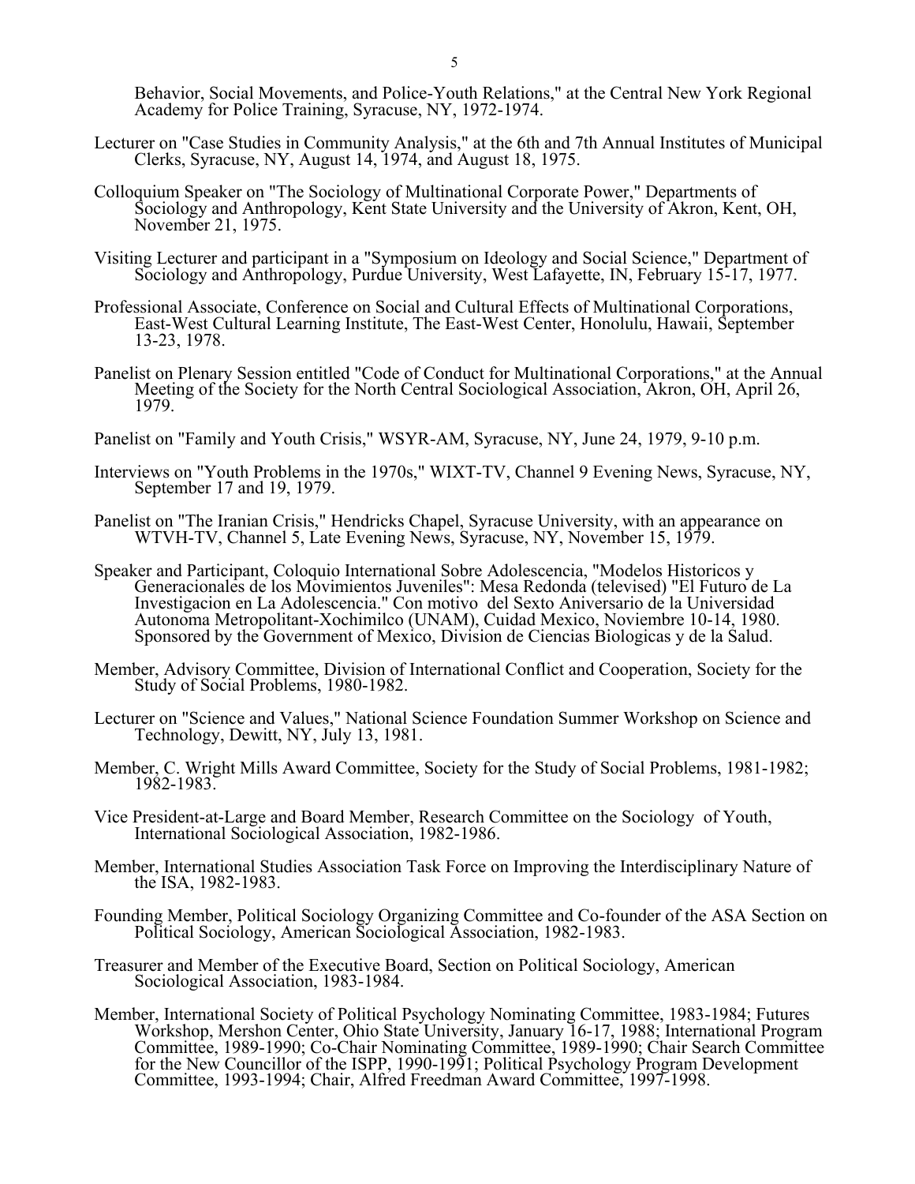Behavior, Social Movements, and Police-Youth Relations," at the Central New York Regional Academy for Police Training, Syracuse, NY, 1972-1974.

Lecturer on "Case Studies in Community Analysis," at the 6th and 7th Annual Institutes of Municipal Clerks, Syracuse, NY, August 14, 1974, and August 18, 1975.

Colloquium Speaker on "The Sociology of Multinational Corporate Power," Departments of Sociology and Anthropology, Kent State University and the University of Akron, Kent, OH, November 21, 1975.

Visiting Lecturer and participant in a "Symposium on Ideology and Social Science," Department of Sociology and Anthropology, Purdue University, West Lafayette, IN, February 15-17, 1977.

Professional Associate, Conference on Social and Cultural Effects of Multinational Corporations, East-West Cultural Learning Institute, The East-West Center, Honolulu, Hawaii, September 13-23, 1978.

Panelist on Plenary Session entitled "Code of Conduct for Multinational Corporations," at the Annual Meeting of the Society for the North Central Sociological Association, Akron, OH, April 26, 1979.

Panelist on "Family and Youth Crisis," WSYR-AM, Syracuse, NY, June 24, 1979, 9-10 p.m.

Interviews on "Youth Problems in the 1970s," WIXT-TV, Channel 9 Evening News, Syracuse, NY, September 17 and 19, 1979.

Panelist on "The Iranian Crisis," Hendricks Chapel, Syracuse University, with an appearance on WTVH-TV, Channel 5, Late Evening News, Syracuse, NY, November 15, 1979.

Speaker and Participant, Coloquio International Sobre Adolescencia, "Modelos Historicos y Generacionales de los Movimientos Juveniles": Mesa Redonda (televised) "El Futuro de La Investigacion en La Adolescencia." Con motivo del Sexto Aniversario de la Universidad Autonoma Metropolitant-Xochimilco (UNAM), Cuidad Mexico, Noviembre 10-14, 1980. Sponsored by the Government of Mexico, Division de Ciencias Biologicas y de la Salud.

Member, Advisory Committee, Division of International Conflict and Cooperation, Society for the Study of Social Problems, 1980-1982.

Lecturer on "Science and Values," National Science Foundation Summer Workshop on Science and Technology, Dewitt, NY, July 13, 1981.

Member, C. Wright Mills Award Committee, Society for the Study of Social Problems, 1981-1982; 1982-1983.

Vice President-at-Large and Board Member, Research Committee on the Sociology of Youth, International Sociological Association, 1982-1986.

Member, International Studies Association Task Force on Improving the Interdisciplinary Nature of the ISA, 1982-1983.

Founding Member, Political Sociology Organizing Committee and Co-founder of the ASA Section on Political Sociology, American Sociological Association, 1982-1983.

Treasurer and Member of the Executive Board, Section on Political Sociology, American Sociological Association, 1983-1984.

Member, International Society of Political Psychology Nominating Committee, 1983-1984; Futures Workshop, Mershon Center, Ohio State University, January 16-17, 1988; International Program Committee, 1989-1990; Co-Chair Nominating Committee, 1989-1990; Chair Search Committee for the New Councillor of the ISPP, 1990-1991; Political Psychology Program Development Committee, 1993-1994; Chair, Alfred Freedman Award Committee, 1997-1998.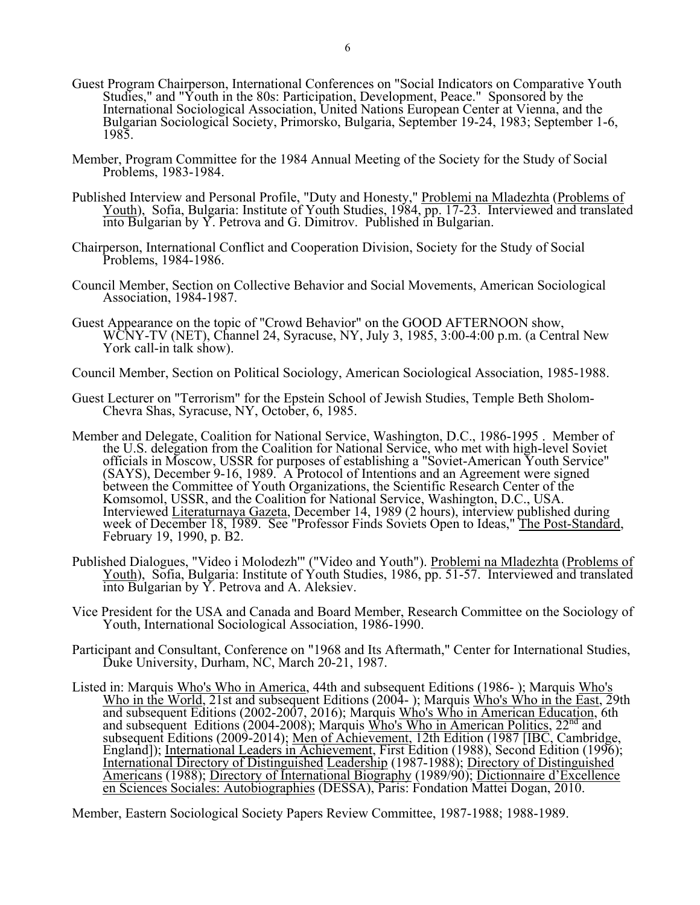Guest Program Chairperson, International Conferences on "Social Indicators on Comparative Youth Studies," and "Youth in the 80s: Participation, Development, Peace." Sponsored by the International Sociological Association, United Nations European Center at Vienna, and the Bulgarian Sociological Society, Primorsko, Bulgaria, September 19-24, 1983; September 1-6, 1985.

Member, Program Committee for the 1984 Annual Meeting of the Society for the Study of Social Problems, 1983-1984.

Published Interview and Personal Profile, "Duty and Honesty," Problemi na Mladezhta (Problems of Youth), Sofia, Bulgaria: Institute of Youth Studies, 1984, pp. 17-23. Interviewed and translated into Bulgarian by Y. Petrova and G. Dimitrov. Published in Bulgarian.

Chairperson, International Conflict and Cooperation Division, Society for the Study of Social Problems, 1984-1986.

Council Member, Section on Collective Behavior and Social Movements, American Sociological Association, 1984-1987.

Guest Appearance on the topic of "Crowd Behavior" on the GOOD AFTERNOON show, WCNY-TV (NET), Channel 24, Syracuse, NY, July 3, 1985, 3:00-4:00 p.m. (a Central New York call-in talk show).

Council Member, Section on Political Sociology, American Sociological Association, 1985-1988.

Guest Lecturer on "Terrorism" for the Epstein School of Jewish Studies, Temple Beth Sholom-Chevra Shas, Syracuse, NY, October, 6, 1985.

Member and Delegate, Coalition for National Service, Washington, D.C., 1986-1995 . Member of the U.S. delegation from the Coalition for National Service, who met with high-level Soviet officials in Moscow, USSR for purposes of establishing a "Soviet-American Youth Service" (SAYS), December 9-16, 1989. A Protocol of Intentions and an Agreement were signed between the Committee of Youth Organizations, the Scientific Research Center of the Komsomol, USSR, and the Coalition for National Service, Washington, D.C., USA. Interviewed Literaturnaya Gazeta, December 14, 1989 (2 hours), interview published during week of December 18, 1989. See "Professor Finds Soviets Open to Ideas," The Post-Standard, February 19, 1990, p. B2.

Published Dialogues, "Video i Molodezh'" ("Video and Youth"). Problemi na Mladezhta (Problems of Youth), Sofia, Bulgaria: Institute of Youth Studies, 1986, pp. 51-57. Interviewed and translated into Bulgarian by Y. Petrova and A. Aleksiev.

Vice President for the USA and Canada and Board Member, Research Committee on the Sociology of Youth, International Sociological Association, 1986-1990.

Participant and Consultant, Conference on "1968 and Its Aftermath," Center for International Studies, Duke University, Durham, NC, March 20-21, 1987.

Listed in: Marquis Who's Who in America, 44th and subsequent Editions (1986- ); Marquis Who's Who in the World, 21st and subsequent Editions (2004- ); Marquis Who's Who in the East, 29th and subsequent Editions (2002-2007, 2016); Marquis Who's Who in American Education, 6th and subsequent Editions (2004-2008); Marquis Who's Who in American Politics, 22nd and subsequent Editions (2009-2014); Men of Achievement, 12th Edition (1987 [IBC, Cambridge, England]); International Leaders in Achievement, First Edition (1988), Second Edition (1996); International Directory of Distinguished Leadership (1987-1988); Directory of Distinguished Americans (1988); Directory of International Biography (1989/90); Dictionnaire d'Excellence en Sciences Sociales: Autobiographies (DESSA), Paris: Fondation Mattei Dogan, 2010.

Member, Eastern Sociological Society Papers Review Committee, 1987-1988; 1988-1989.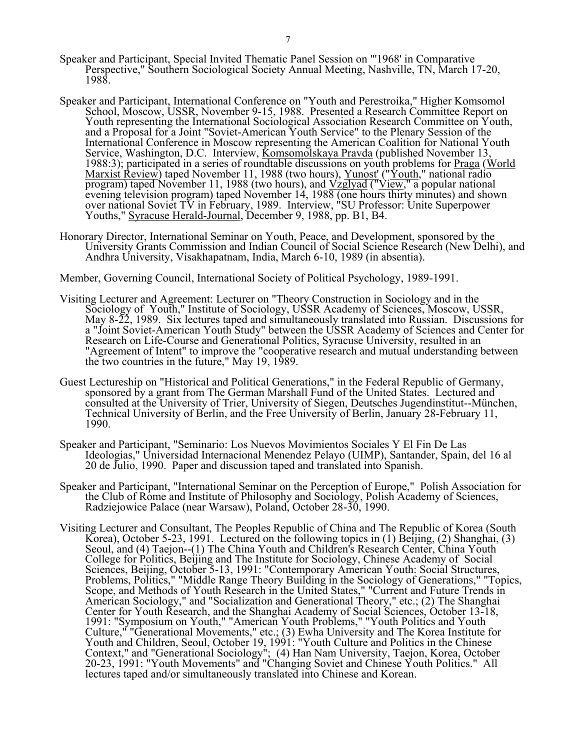Speaker and Participant, Special Invited Thematic Panel Session on "'1968' in Comparative Perspective," Southern Sociological Society Annual Meeting, Nashville, TN, March 17-20, 1988.

Speaker and Participant, International Conference on "Youth and Perestroika," Higher Komsomol School, Moscow, USSR, November 9-15, 1988. Presented a Research Committee Report on Youth representing the International Sociological Association Research Committee on Youth, and a Proposal for a Joint "Soviet-American Youth Service" to the Plenary Session of the International Conference in Moscow representing the American Coalition for National Youth Service, Washington, D.C. Interview, Komsomolskaya Pravda (published November 13, 1988:3); participated in a series of roundtable discussions on youth problems for Praga (World Marxist Review) taped November 11, 1988 (two hours), Yunost' ("Youth," national radio program) taped November 11, 1988 (two hours), and Vzglyad ("View," a popular national evening television program) taped November 14, 1988 (one hours thirty minutes) and shown over national Soviet TV in February, 1989. Interview, "SU Professor: Unite Superpower Youths," Syracuse Herald-Journal, December 9, 1988, pp. B1, B4.

Honorary Director, International Seminar on Youth, Peace, and Development, sponsored by the University Grants Commission and Indian Council of Social Science Research (New Delhi), and Andhra University, Visakhapatnam, India, March 6-10, 1989 (in absentia).

Member, Governing Council, International Society of Political Psychology, 1989-1991.

Visiting Lecturer and Agreement: Lecturer on "Theory Construction in Sociology and in the Sociology of Youth," Institute of Sociology, USSR Academy of Sciences, Moscow, USSR, May 8-22, 1989. Six lectures taped and simultaneously translated into Russian. Discussions for a "Joint Soviet-American Youth Study" between the USSR Academy of Sciences and Center for Research on Life-Course and Generational Politics, Syracuse University, resulted in an "Agreement of Intent" to improve the "cooperative research and mutual understanding between the two countries in the future," May 19, 1989.

Guest Lectureship on "Historical and Political Generations," in the Federal Republic of Germany, sponsored by a grant from The German Marshall Fund of the United States. Lectured and consulted at the University of Trier, University of Siegen, Deutsches Jugendinstitut--München, Technical University of Berlin, and the Free University of Berlin, January 28-February 11, 1990.

Speaker and Participant, "Seminario: Los Nuevos Movimientos Sociales Y El Fin De Las Ideologias," Universidad Internacional Menendez Pelayo (UIMP), Santander, Spain, del 16 al 20 de Julio, 1990. Paper and discussion taped and translated into Spanish.

Speaker and Participant, "International Seminar on the Perception of Europe," Polish Association for the Club of Rome and Institute of Philosophy and Sociology, Polish Academy of Sciences, Radziejowice Palace (near Warsaw), Poland, October 28-30, 1990.

Visiting Lecturer and Consultant, The Peoples Republic of China and The Republic of Korea (South Korea), October 5-23, 1991. Lectured on the following topics in (1) Beijing, (2) Shanghai, (3) Seoul, and (4) Taejon--(1) The China Youth and Children's Research Center, China Youth College for Politics, Beijing and The Institute for Sociology, Chinese Academy of Social Sciences, Beijing, October 5-13, 1991: "Contemporary American Youth: Social Structures, Problems, Politics," "Middle Range Theory Building in the Sociology of Generations," "Topics, Scope, and Methods of Youth Research in the United States," "Current and Future Trends in American Sociology," and "Socialization and Generational Theory," etc.; (2) The Shanghai Center for Youth Research, and the Shanghai Academy of Social Sciences, October 13-18, 1991: "Symposium on Youth," "American Youth Problems," "Youth Politics and Youth Culture," "Generational Movements," etc.; (3) Ewha University and The Korea Institute for Youth and Children, Seoul, October 19, 1991: "Youth Culture and Politics in the Chinese Context," and "Generational Sociology"; (4) Han Nam University, Taejon, Korea, October 20-23, 1991: "Youth Movements" and "Changing Soviet and Chinese Youth Politics." All lectures taped and/or simultaneously translated into Chinese and Korean.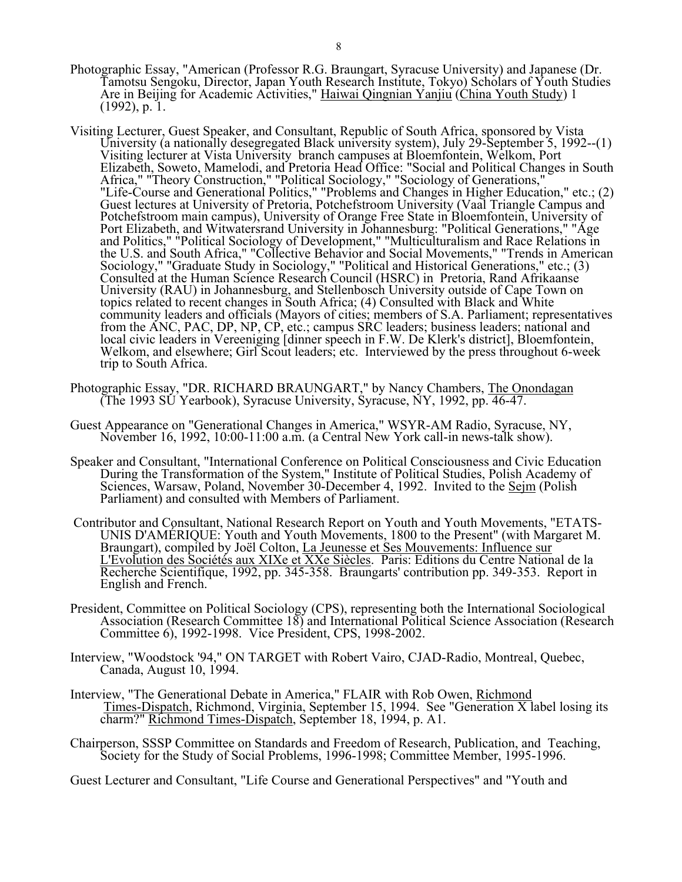Photographic Essay, "American (Professor R.G. Braungart, Syracuse University) and Japanese (Dr. Tamotsu Sengoku, Director, Japan Youth Research Institute, Tokyo) Scholars of Youth Studies Are in Beijing for Academic Activities," Haiwai Qingnian Yanjiu (China Youth Study) 1 (1992), p. 1.

Visiting Lecturer, Guest Speaker, and Consultant, Republic of South Africa, sponsored by Vista University (a nationally desegregated Black university system), July 29-September 5, 1992--(1) Visiting lecturer at Vista University branch campuses at Bloemfontein, Welkom, Port Elizabeth, Soweto, Mamelodi, and Pretoria Head Office: "Social and Political Changes in South Africa," "Theory Construction," "Political Sociology," "Sociology of Generations," "Life-Course and Generational Politics," "Problems and Changes in Higher Education," etc.; (2) Guest lectures at University of Pretoria, Potchefstroom University (Vaal Triangle Campus and Potchefstroom main campus), University of Orange Free State in Bloemfontein, University of Port Elizabeth, and Witwatersrand University in Johannesburg: "Political Generations," "Age and Politics," "Political Sociology of Development," "Multiculturalism and Race Relations in the U.S. and South Africa," "Collective Behavior and Social Movements," "Trends in American Sociology," "Graduate Study in Sociology," "Political and Historical Generations," etc.; (3) Consulted at the Human Science Research Council (HSRC) in Pretoria, Rand Afrikaanse University (RAU) in Johannesburg, and Stellenbosch University outside of Cape Town on topics related to recent changes in South Africa; (4) Consulted with Black and White community leaders and officials (Mayors of cities; members of S.A. Parliament; representatives from the ANC, PAC, DP, NP, CP, etc.; campus SRC leaders; business leaders; national and local civic leaders in Vereeniging [dinner speech in F.W. De Klerk's district], Bloemfontein, Welkom, and elsewhere; Girl Scout leaders; etc. Interviewed by the press throughout 6-week trip to South Africa.

Photographic Essay, "DR. RICHARD BRAUNGART," by Nancy Chambers, The Onondagan (The 1993 SU Yearbook), Syracuse University, Syracuse, NY, 1992, pp. 46-47.

Guest Appearance on "Generational Changes in America," WSYR-AM Radio, Syracuse, NY, November 16, 1992, 10:00-11:00 a.m. (a Central New York call-in news-talk show).

Speaker and Consultant, "International Conference on Political Consciousness and Civic Education During the Transformation of the System," Institute of Political Studies, Polish Academy of Sciences, Warsaw, Poland, November 30-December 4, 1992. Invited to the Sejm (Polish Parliament) and consulted with Members of Parliament.

Contributor and Consultant, National Research Report on Youth and Youth Movements, "ETATS-UNIS D'AMÉRIQUE: Youth and Youth Movements, 1800 to the Present" (with Margaret M. Braungart), compiled by Joël Colton, La Jeunesse et Ses Mouvements: Influence sur L'Evolution des Sociétés aux XIXe et XXe Siècles. Paris: Editions du Centre National de la Recherche Scientifique, 1992, pp. 345-358. Braungarts' contribution pp. 349-353. Report in English and French.

President, Committee on Political Sociology (CPS), representing both the International Sociological Association (Research Committee 18) and International Political Science Association (Research Committee 6), 1992-1998. Vice President, CPS, 1998-2002.

Interview, "Woodstock '94," ON TARGET with Robert Vairo, CJAD-Radio, Montreal, Quebec, Canada, August 10, 1994.

Interview, "The Generational Debate in America," FLAIR with Rob Owen, Richmond Times-Dispatch, Richmond, Virginia, September 15, 1994. See "Generation X label losing its charm?" Richmond Times-Dispatch, September 18, 1994, p. A1.

Chairperson, SSSP Committee on Standards and Freedom of Research, Publication, and Teaching, Society for the Study of Social Problems, 1996-1998; Committee Member, 1995-1996.

Guest Lecturer and Consultant, "Life Course and Generational Perspectives" and "Youth and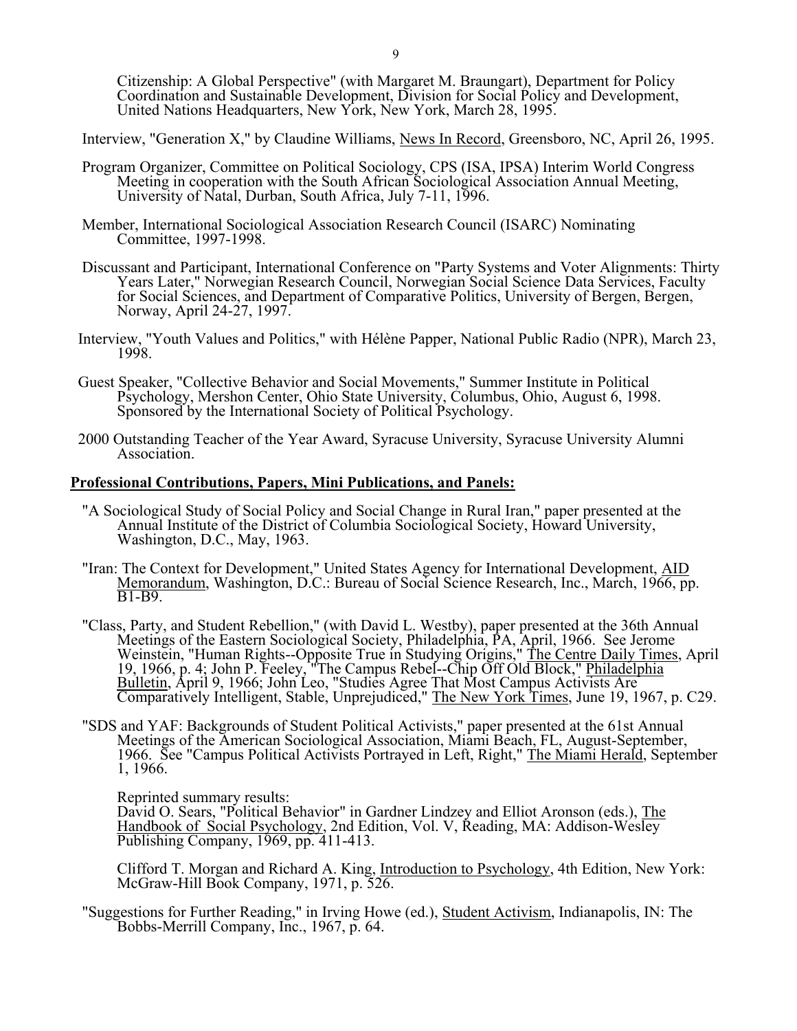Citizenship: A Global Perspective" (with Margaret M. Braungart), Department for Policy Coordination and Sustainable Development, Division for Social Policy and Development, United Nations Headquarters, New York, New York, March 28, 1995.

Interview, "Generation X," by Claudine Williams, News In Record, Greensboro, NC, April 26, 1995.

Program Organizer, Committee on Political Sociology, CPS (ISA, IPSA) Interim World Congress Meeting in cooperation with the South African Sociological Association Annual Meeting, University of Natal, Durban, South Africa, July 7-11, 1996.

Member, International Sociological Association Research Council (ISARC) Nominating Committee, 1997-1998.

Discussant and Participant, International Conference on "Party Systems and Voter Alignments: Thirty Years Later," Norwegian Research Council, Norwegian Social Science Data Services, Faculty for Social Sciences, and Department of Comparative Politics, University of Bergen, Bergen, Norway, April 24-27, 1997.

Interview, "Youth Values and Politics," with Hélène Papper, National Public Radio (NPR), March 23, 1998.

Guest Speaker, "Collective Behavior and Social Movements," Summer Institute in Political Psychology, Mershon Center, Ohio State University, Columbus, Ohio, August 6, 1998. Sponsored by the International Society of Political Psychology.

2000 Outstanding Teacher of the Year Award, Syracuse University, Syracuse University Alumni Association.

**Professional Contributions, Papers, Mini Publications, and Panels:**

"A Sociological Study of Social Policy and Social Change in Rural Iran," paper presented at the Annual Institute of the District of Columbia Sociological Society, Howard University, Washington, D.C., May, 1963.

"Iran: The Context for Development," United States Agency for International Development, AID Memorandum, Washington, D.C.: Bureau of Social Science Research, Inc., March, 1966, pp. B1-B9.

"Class, Party, and Student Rebellion," (with David L. Westby), paper presented at the 36th Annual Meetings of the Eastern Sociological Society, Philadelphia, PA, April, 1966. See Jerome Weinstein, "Human Rights--Opposite True in Studying Origins," The Centre Daily Times, April 19, 1966, p. 4; John P. Feeley, "The Campus Rebel--Chip Off Old Block," Philadelphia Bulletin, April 9, 1966; John Leo, "Studies Agree That Most Campus Activists Are Comparatively Intelligent, Stable, Unprejudiced," The New York Times, June 19, 1967, p. C29.

"SDS and YAF: Backgrounds of Student Political Activists," paper presented at the 61st Annual Meetings of the American Sociological Association, Miami Beach, FL, August-September, 1966. See "Campus Political Activists Portrayed in Left, Right," The Miami Herald, September 1, 1966.

Reprinted summary results:
David O. Sears, "Political Behavior" in Gardner Lindzey and Elliot Aronson (eds.), The Handbook of Social Psychology, 2nd Edition, Vol. V, Reading, MA: Addison-Wesley Publishing Company, 1969, pp. 411-413.

Clifford T. Morgan and Richard A. King, Introduction to Psychology, 4th Edition, New York: McGraw-Hill Book Company, 1971, p. 526.

"Suggestions for Further Reading," in Irving Howe (ed.), Student Activism, Indianapolis, IN: The Bobbs-Merrill Company, Inc., 1967, p. 64.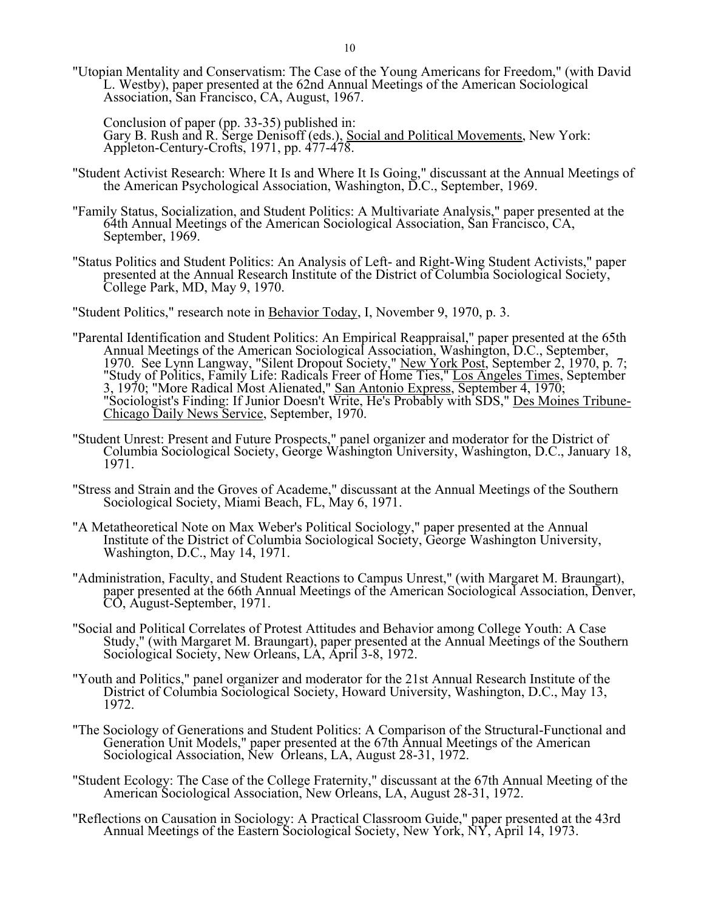"Utopian Mentality and Conservatism: The Case of the Young Americans for Freedom," (with David L. Westby), paper presented at the 62nd Annual Meetings of the American Sociological Association, San Francisco, CA, August, 1967.

Conclusion of paper (pp. 33-35) published in:
Gary B. Rush and R. Serge Denisoff (eds.), Social and Political Movements, New York: Appleton-Century-Crofts, 1971, pp. 477-478.

"Student Activist Research: Where It Is and Where It Is Going," discussant at the Annual Meetings of the American Psychological Association, Washington, D.C., September, 1969.

"Family Status, Socialization, and Student Politics: A Multivariate Analysis," paper presented at the 64th Annual Meetings of the American Sociological Association, San Francisco, CA, September, 1969.

"Status Politics and Student Politics: An Analysis of Left- and Right-Wing Student Activists," paper presented at the Annual Research Institute of the District of Columbia Sociological Society, College Park, MD, May 9, 1970.

"Student Politics," research note in Behavior Today, I, November 9, 1970, p. 3.

"Parental Identification and Student Politics: An Empirical Reappraisal," paper presented at the 65th Annual Meetings of the American Sociological Association, Washington, D.C., September, 1970. See Lynn Langway, "Silent Dropout Society," New York Post, September 2, 1970, p. 7; "Study of Politics, Family Life: Radicals Freer of Home Ties," Los Angeles Times, September 3, 1970; "More Radical Most Alienated," San Antonio Express, September 4, 1970; "Sociologist's Finding: If Junior Doesn't Write, He's Probably with SDS," Des Moines Tribune-Chicago Daily News Service, September, 1970.

"Student Unrest: Present and Future Prospects," panel organizer and moderator for the District of Columbia Sociological Society, George Washington University, Washington, D.C., January 18, 1971.

"Stress and Strain and the Groves of Academe," discussant at the Annual Meetings of the Southern Sociological Society, Miami Beach, FL, May 6, 1971.

"A Metatheoretical Note on Max Weber's Political Sociology," paper presented at the Annual Institute of the District of Columbia Sociological Society, George Washington University, Washington, D.C., May 14, 1971.

"Administration, Faculty, and Student Reactions to Campus Unrest," (with Margaret M. Braungart), paper presented at the 66th Annual Meetings of the American Sociological Association, Denver, CO, August-September, 1971.

"Social and Political Correlates of Protest Attitudes and Behavior among College Youth: A Case Study," (with Margaret M. Braungart), paper presented at the Annual Meetings of the Southern Sociological Society, New Orleans, LA, April 3-8, 1972.

"Youth and Politics," panel organizer and moderator for the 21st Annual Research Institute of the District of Columbia Sociological Society, Howard University, Washington, D.C., May 13, 1972.

"The Sociology of Generations and Student Politics: A Comparison of the Structural-Functional and Generation Unit Models," paper presented at the 67th Annual Meetings of the American Sociological Association, New Orleans, LA, August 28-31, 1972.

"Student Ecology: The Case of the College Fraternity," discussant at the 67th Annual Meeting of the American Sociological Association, New Orleans, LA, August 28-31, 1972.

"Reflections on Causation in Sociology: A Practical Classroom Guide," paper presented at the 43rd Annual Meetings of the Eastern Sociological Society, New York, NY, April 14, 1973.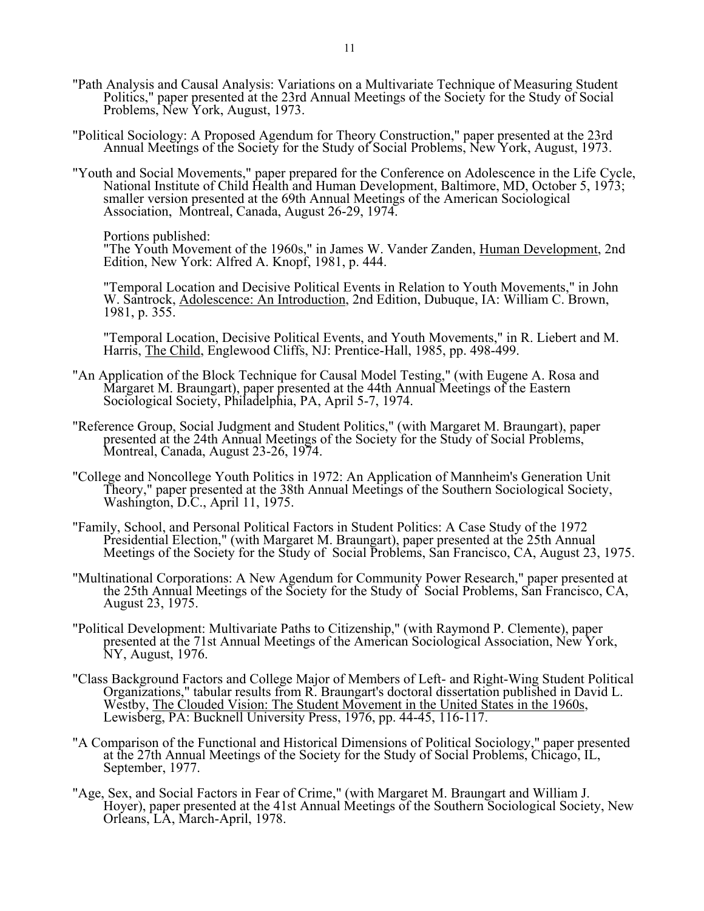"Path Analysis and Causal Analysis: Variations on a Multivariate Technique of Measuring Student Politics," paper presented at the 23rd Annual Meetings of the Society for the Study of Social Problems, New York, August, 1973.

"Political Sociology: A Proposed Agendum for Theory Construction," paper presented at the 23rd Annual Meetings of the Society for the Study of Social Problems, New York, August, 1973.

"Youth and Social Movements," paper prepared for the Conference on Adolescence in the Life Cycle, National Institute of Child Health and Human Development, Baltimore, MD, October 5, 1973; smaller version presented at the 69th Annual Meetings of the American Sociological Association, Montreal, Canada, August 26-29, 1974.

Portions published:
"The Youth Movement of the 1960s," in James W. Vander Zanden, Human Development, 2nd Edition, New York: Alfred A. Knopf, 1981, p. 444.

"Temporal Location and Decisive Political Events in Relation to Youth Movements," in John W. Santrock, Adolescence: An Introduction, 2nd Edition, Dubuque, IA: William C. Brown, 1981, p. 355.

"Temporal Location, Decisive Political Events, and Youth Movements," in R. Liebert and M. Harris, The Child, Englewood Cliffs, NJ: Prentice-Hall, 1985, pp. 498-499.

"An Application of the Block Technique for Causal Model Testing," (with Eugene A. Rosa and Margaret M. Braungart), paper presented at the 44th Annual Meetings of the Eastern Sociological Society, Philadelphia, PA, April 5-7, 1974.

"Reference Group, Social Judgment and Student Politics," (with Margaret M. Braungart), paper presented at the 24th Annual Meetings of the Society for the Study of Social Problems, Montreal, Canada, August 23-26, 1974.

"College and Noncollege Youth Politics in 1972: An Application of Mannheim's Generation Unit Theory," paper presented at the 38th Annual Meetings of the Southern Sociological Society, Washington, D.C., April 11, 1975.

"Family, School, and Personal Political Factors in Student Politics: A Case Study of the 1972 Presidential Election," (with Margaret M. Braungart), paper presented at the 25th Annual Meetings of the Society for the Study of Social Problems, San Francisco, CA, August 23, 1975.

"Multinational Corporations: A New Agendum for Community Power Research," paper presented at the 25th Annual Meetings of the Society for the Study of Social Problems, San Francisco, CA, August 23, 1975.

"Political Development: Multivariate Paths to Citizenship," (with Raymond P. Clemente), paper presented at the 71st Annual Meetings of the American Sociological Association, New York, NY, August, 1976.

"Class Background Factors and College Major of Members of Left- and Right-Wing Student Political Organizations," tabular results from R. Braungart's doctoral dissertation published in David L. Westby, The Clouded Vision: The Student Movement in the United States in the 1960s, Lewisberg, PA: Bucknell University Press, 1976, pp. 44-45, 116-117.

"A Comparison of the Functional and Historical Dimensions of Political Sociology," paper presented at the 27th Annual Meetings of the Society for the Study of Social Problems, Chicago, IL, September, 1977.

"Age, Sex, and Social Factors in Fear of Crime," (with Margaret M. Braungart and William J. Hoyer), paper presented at the 41st Annual Meetings of the Southern Sociological Society, New Orleans, LA, March-April, 1978.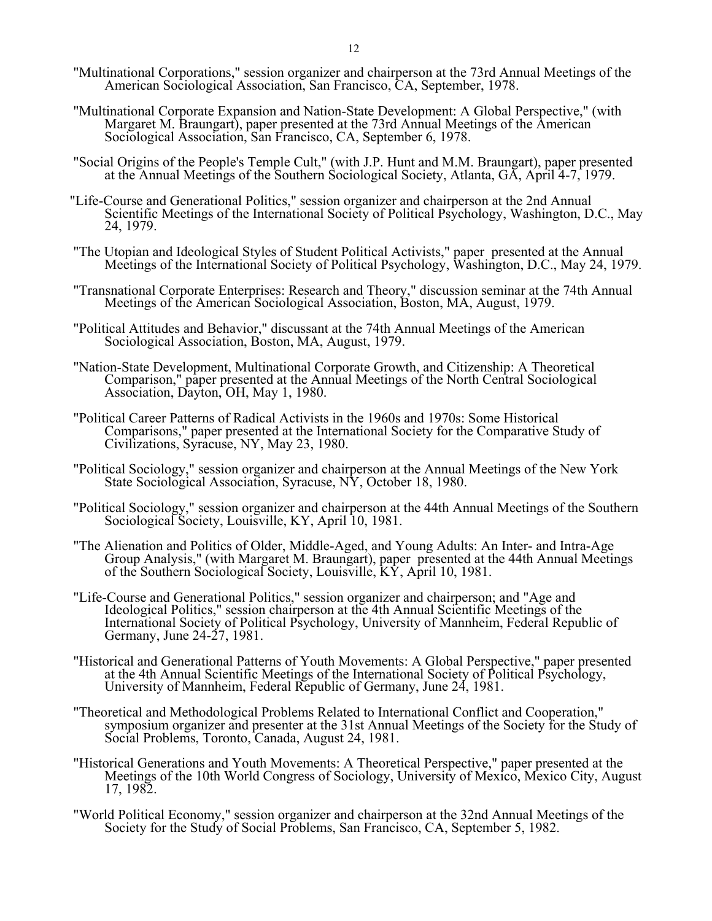"Multinational Corporations," session organizer and chairperson at the 73rd Annual Meetings of the American Sociological Association, San Francisco, CA, September, 1978.

"Multinational Corporate Expansion and Nation-State Development: A Global Perspective," (with Margaret M. Braungart), paper presented at the 73rd Annual Meetings of the American Sociological Association, San Francisco, CA, September 6, 1978.

"Social Origins of the People's Temple Cult," (with J.P. Hunt and M.M. Braungart), paper presented at the Annual Meetings of the Southern Sociological Society, Atlanta, GA, April 4-7, 1979.

"Life-Course and Generational Politics," session organizer and chairperson at the 2nd Annual Scientific Meetings of the International Society of Political Psychology, Washington, D.C., May 24, 1979.

"The Utopian and Ideological Styles of Student Political Activists," paper presented at the Annual Meetings of the International Society of Political Psychology, Washington, D.C., May 24, 1979.

"Transnational Corporate Enterprises: Research and Theory," discussion seminar at the 74th Annual Meetings of the American Sociological Association, Boston, MA, August, 1979.

"Political Attitudes and Behavior," discussant at the 74th Annual Meetings of the American Sociological Association, Boston, MA, August, 1979.

"Nation-State Development, Multinational Corporate Growth, and Citizenship: A Theoretical Comparison," paper presented at the Annual Meetings of the North Central Sociological Association, Dayton, OH, May 1, 1980.

"Political Career Patterns of Radical Activists in the 1960s and 1970s: Some Historical Comparisons," paper presented at the International Society for the Comparative Study of Civilizations, Syracuse, NY, May 23, 1980.

"Political Sociology," session organizer and chairperson at the Annual Meetings of the New York State Sociological Association, Syracuse, NY, October 18, 1980.

"Political Sociology," session organizer and chairperson at the 44th Annual Meetings of the Southern Sociological Society, Louisville, KY, April 10, 1981.

"The Alienation and Politics of Older, Middle-Aged, and Young Adults: An Inter- and Intra-Age Group Analysis," (with Margaret M. Braungart), paper presented at the 44th Annual Meetings of the Southern Sociological Society, Louisville, KY, April 10, 1981.

"Life-Course and Generational Politics," session organizer and chairperson; and "Age and Ideological Politics," session chairperson at the 4th Annual Scientific Meetings of the International Society of Political Psychology, University of Mannheim, Federal Republic of Germany, June 24-27, 1981.

"Historical and Generational Patterns of Youth Movements: A Global Perspective," paper presented at the 4th Annual Scientific Meetings of the International Society of Political Psychology, University of Mannheim, Federal Republic of Germany, June 24, 1981.

"Theoretical and Methodological Problems Related to International Conflict and Cooperation," symposium organizer and presenter at the 31st Annual Meetings of the Society for the Study of Social Problems, Toronto, Canada, August 24, 1981.

"Historical Generations and Youth Movements: A Theoretical Perspective," paper presented at the Meetings of the 10th World Congress of Sociology, University of Mexico, Mexico City, August 17, 1982.

"World Political Economy," session organizer and chairperson at the 32nd Annual Meetings of the Society for the Study of Social Problems, San Francisco, CA, September 5, 1982.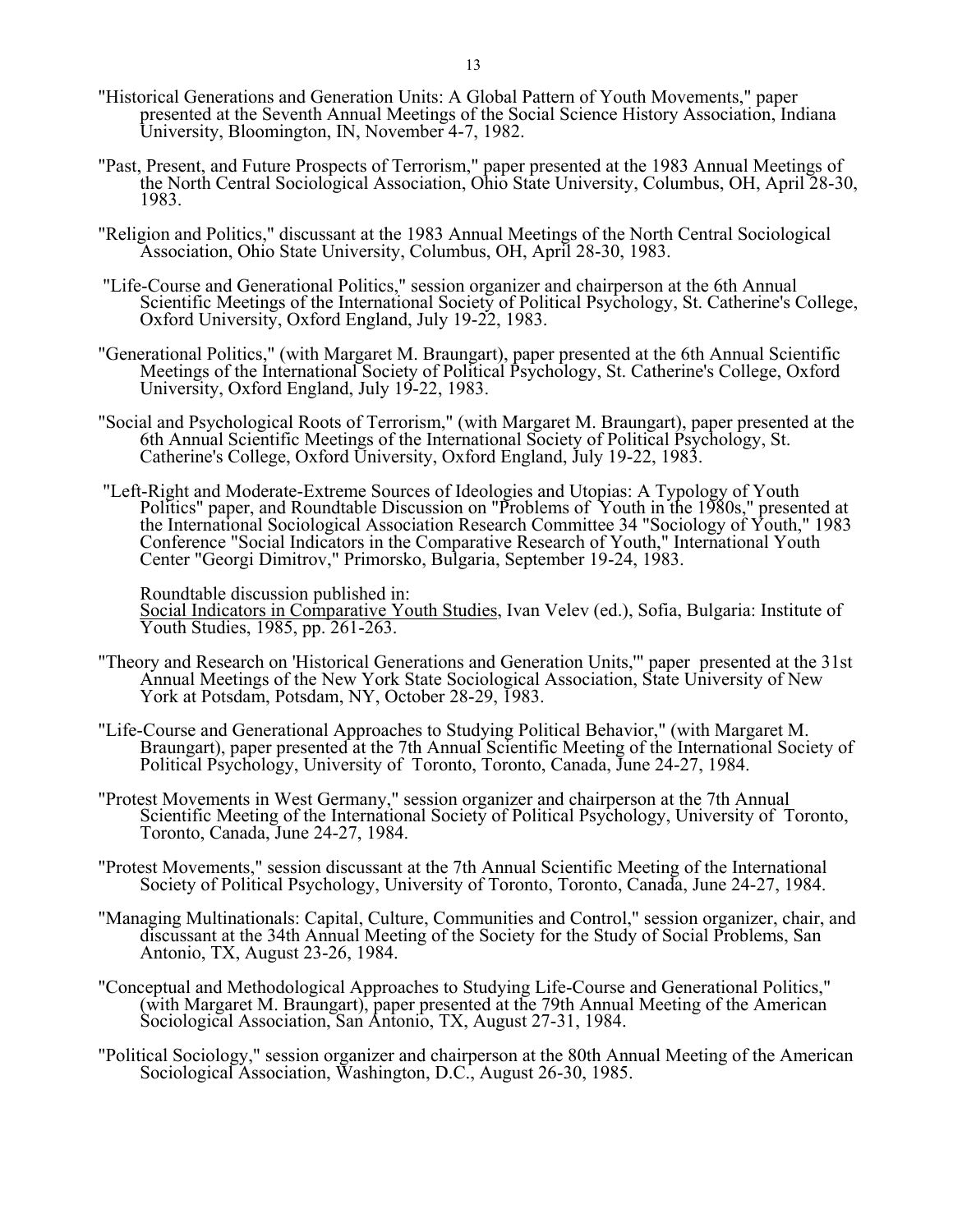"Historical Generations and Generation Units: A Global Pattern of Youth Movements," paper presented at the Seventh Annual Meetings of the Social Science History Association, Indiana University, Bloomington, IN, November 4-7, 1982.

"Past, Present, and Future Prospects of Terrorism," paper presented at the 1983 Annual Meetings of the North Central Sociological Association, Ohio State University, Columbus, OH, April 28-30, 1983.

"Religion and Politics," discussant at the 1983 Annual Meetings of the North Central Sociological Association, Ohio State University, Columbus, OH, April 28-30, 1983.

"Life-Course and Generational Politics," session organizer and chairperson at the 6th Annual Scientific Meetings of the International Society of Political Psychology, St. Catherine's College, Oxford University, Oxford England, July 19-22, 1983.

"Generational Politics," (with Margaret M. Braungart), paper presented at the 6th Annual Scientific Meetings of the International Society of Political Psychology, St. Catherine's College, Oxford University, Oxford England, July 19-22, 1983.

"Social and Psychological Roots of Terrorism," (with Margaret M. Braungart), paper presented at the 6th Annual Scientific Meetings of the International Society of Political Psychology, St. Catherine's College, Oxford University, Oxford England, July 19-22, 1983.

"Left-Right and Moderate-Extreme Sources of Ideologies and Utopias: A Typology of Youth Politics" paper, and Roundtable Discussion on "Problems of Youth in the 1980s," presented at the International Sociological Association Research Committee 34 "Sociology of Youth," 1983 Conference "Social Indicators in the Comparative Research of Youth," International Youth Center "Georgi Dimitrov," Primorsko, Bulgaria, September 19-24, 1983.

Roundtable discussion published in:
Social Indicators in Comparative Youth Studies, Ivan Velev (ed.), Sofia, Bulgaria: Institute of Youth Studies, 1985, pp. 261-263.

"Theory and Research on 'Historical Generations and Generation Units,'" paper presented at the 31st Annual Meetings of the New York State Sociological Association, State University of New York at Potsdam, Potsdam, NY, October 28-29, 1983.

"Life-Course and Generational Approaches to Studying Political Behavior," (with Margaret M. Braungart), paper presented at the 7th Annual Scientific Meeting of the International Society of Political Psychology, University of Toronto, Toronto, Canada, June 24-27, 1984.

"Protest Movements in West Germany," session organizer and chairperson at the 7th Annual Scientific Meeting of the International Society of Political Psychology, University of Toronto, Toronto, Canada, June 24-27, 1984.

"Protest Movements," session discussant at the 7th Annual Scientific Meeting of the International Society of Political Psychology, University of Toronto, Toronto, Canada, June 24-27, 1984.

"Managing Multinationals: Capital, Culture, Communities and Control," session organizer, chair, and discussant at the 34th Annual Meeting of the Society for the Study of Social Problems, San Antonio, TX, August 23-26, 1984.

"Conceptual and Methodological Approaches to Studying Life-Course and Generational Politics," (with Margaret M. Braungart), paper presented at the 79th Annual Meeting of the American Sociological Association, San Antonio, TX, August 27-31, 1984.

"Political Sociology," session organizer and chairperson at the 80th Annual Meeting of the American Sociological Association, Washington, D.C., August 26-30, 1985.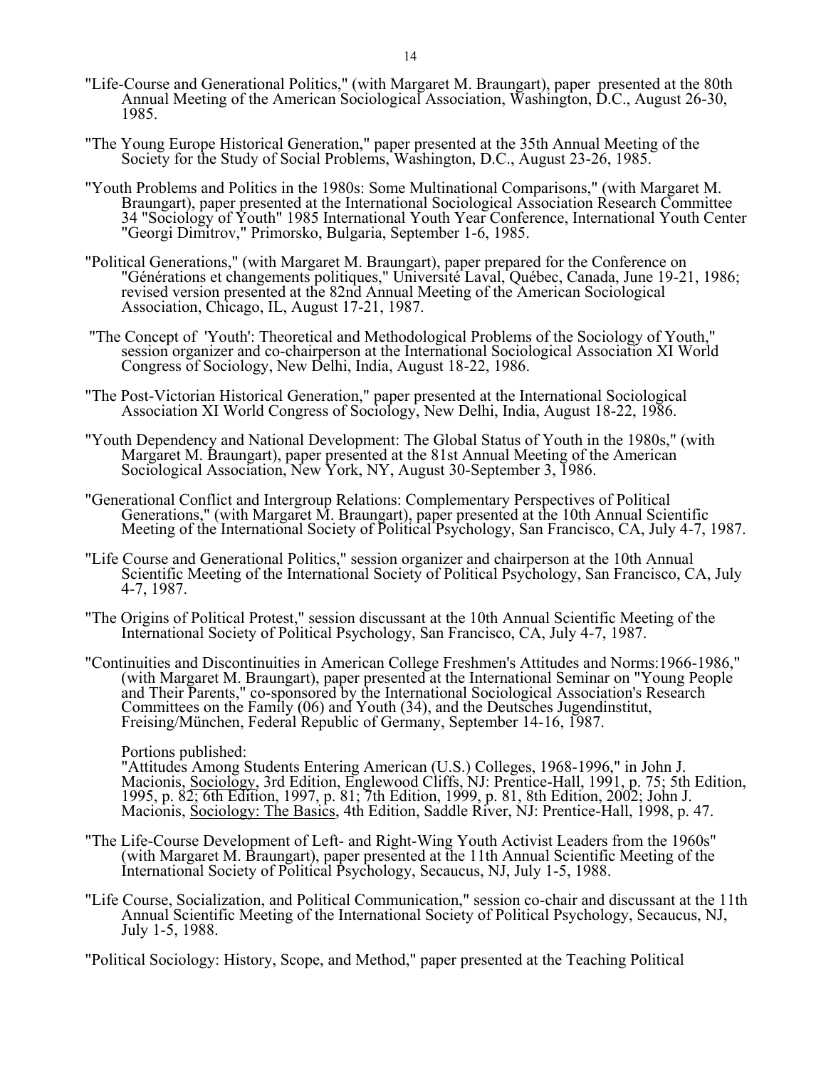"Life-Course and Generational Politics," (with Margaret M. Braungart), paper presented at the 80th Annual Meeting of the American Sociological Association, Washington, D.C., August 26-30, 1985.

"The Young Europe Historical Generation," paper presented at the 35th Annual Meeting of the Society for the Study of Social Problems, Washington, D.C., August 23-26, 1985.

"Youth Problems and Politics in the 1980s: Some Multinational Comparisons," (with Margaret M. Braungart), paper presented at the International Sociological Association Research Committee 34 "Sociology of Youth" 1985 International Youth Year Conference, International Youth Center "Georgi Dimitrov," Primorsko, Bulgaria, September 1-6, 1985.

"Political Generations," (with Margaret M. Braungart), paper prepared for the Conference on "Générations et changements politiques," Université Laval, Québec, Canada, June 19-21, 1986; revised version presented at the 82nd Annual Meeting of the American Sociological Association, Chicago, IL, August 17-21, 1987.

"The Concept of 'Youth': Theoretical and Methodological Problems of the Sociology of Youth," session organizer and co-chairperson at the International Sociological Association XI World Congress of Sociology, New Delhi, India, August 18-22, 1986.

"The Post-Victorian Historical Generation," paper presented at the International Sociological Association XI World Congress of Sociology, New Delhi, India, August 18-22, 1986.

"Youth Dependency and National Development: The Global Status of Youth in the 1980s," (with Margaret M. Braungart), paper presented at the 81st Annual Meeting of the American Sociological Association, New York, NY, August 30-September 3, 1986.

"Generational Conflict and Intergroup Relations: Complementary Perspectives of Political Generations," (with Margaret M. Braungart), paper presented at the 10th Annual Scientific Meeting of the International Society of Political Psychology, San Francisco, CA, July 4-7, 1987.

"Life Course and Generational Politics," session organizer and chairperson at the 10th Annual Scientific Meeting of the International Society of Political Psychology, San Francisco, CA, July 4-7, 1987.

"The Origins of Political Protest," session discussant at the 10th Annual Scientific Meeting of the International Society of Political Psychology, San Francisco, CA, July 4-7, 1987.

"Continuities and Discontinuities in American College Freshmen's Attitudes and Norms:1966-1986," (with Margaret M. Braungart), paper presented at the International Seminar on "Young People and Their Parents," co-sponsored by the International Sociological Association's Research Committees on the Family (06) and Youth (34), and the Deutsches Jugendinstitut, Freising/München, Federal Republic of Germany, September 14-16, 1987.

Portions published:
"Attitudes Among Students Entering American (U.S.) Colleges, 1968-1996," in John J. Macionis, Sociology, 3rd Edition, Englewood Cliffs, NJ: Prentice-Hall, 1991, p. 75; 5th Edition, 1995, p. 82; 6th Edition, 1997, p. 81; 7th Edition, 1999, p. 81, 8th Edition, 2002; John J. Macionis, Sociology: The Basics, 4th Edition, Saddle River, NJ: Prentice-Hall, 1998, p. 47.

"The Life-Course Development of Left- and Right-Wing Youth Activist Leaders from the 1960s" (with Margaret M. Braungart), paper presented at the 11th Annual Scientific Meeting of the International Society of Political Psychology, Secaucus, NJ, July 1-5, 1988.

"Life Course, Socialization, and Political Communication," session co-chair and discussant at the 11th Annual Scientific Meeting of the International Society of Political Psychology, Secaucus, NJ, July 1-5, 1988.

"Political Sociology: History, Scope, and Method," paper presented at the Teaching Political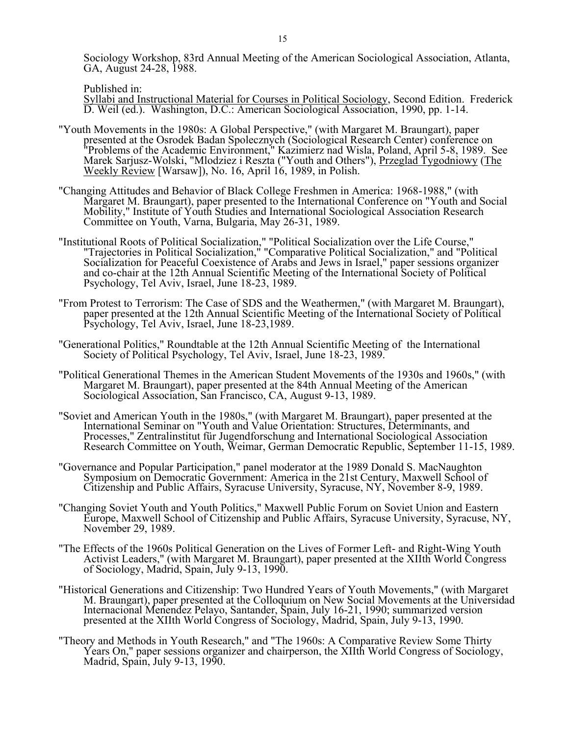Sociology Workshop, 83rd Annual Meeting of the American Sociological Association, Atlanta, GA, August 24-28, 1988.

Published in:
Syllabi and Instructional Material for Courses in Political Sociology, Second Edition. Frederick D. Weil (ed.). Washington, D.C.: American Sociological Association, 1990, pp. 1-14.

"Youth Movements in the 1980s: A Global Perspective," (with Margaret M. Braungart), paper presented at the Osrodek Badan Spolecznych (Sociological Research Center) conference on "Problems of the Academic Environment," Kazimierz nad Wisla, Poland, April 5-8, 1989. See Marek Sarjusz-Wolski, "Mlodziez i Reszta ("Youth and Others"), Przeglad Tygodniowy (The Weekly Review [Warsaw]), No. 16, April 16, 1989, in Polish.

"Changing Attitudes and Behavior of Black College Freshmen in America: 1968-1988," (with Margaret M. Braungart), paper presented to the International Conference on "Youth and Social Mobility," Institute of Youth Studies and International Sociological Association Research Committee on Youth, Varna, Bulgaria, May 26-31, 1989.

"Institutional Roots of Political Socialization," "Political Socialization over the Life Course," "Trajectories in Political Socialization," "Comparative Political Socialization," and "Political Socialization for Peaceful Coexistence of Arabs and Jews in Israel," paper sessions organizer and co-chair at the 12th Annual Scientific Meeting of the International Society of Political Psychology, Tel Aviv, Israel, June 18-23, 1989.

"From Protest to Terrorism: The Case of SDS and the Weathermen," (with Margaret M. Braungart), paper presented at the 12th Annual Scientific Meeting of the International Society of Political Psychology, Tel Aviv, Israel, June 18-23,1989.

"Generational Politics," Roundtable at the 12th Annual Scientific Meeting of the International Society of Political Psychology, Tel Aviv, Israel, June 18-23, 1989.

"Political Generational Themes in the American Student Movements of the 1930s and 1960s," (with Margaret M. Braungart), paper presented at the 84th Annual Meeting of the American Sociological Association, San Francisco, CA, August 9-13, 1989.

"Soviet and American Youth in the 1980s," (with Margaret M. Braungart), paper presented at the International Seminar on "Youth and Value Orientation: Structures, Determinants, and Processes," Zentralinstitut für Jugendforschung and International Sociological Association Research Committee on Youth, Weimar, German Democratic Republic, September 11-15, 1989.

"Governance and Popular Participation," panel moderator at the 1989 Donald S. MacNaughton Symposium on Democratic Government: America in the 21st Century, Maxwell School of Citizenship and Public Affairs, Syracuse University, Syracuse, NY, November 8-9, 1989.

"Changing Soviet Youth and Youth Politics," Maxwell Public Forum on Soviet Union and Eastern Europe, Maxwell School of Citizenship and Public Affairs, Syracuse University, Syracuse, NY, November 29, 1989.

"The Effects of the 1960s Political Generation on the Lives of Former Left- and Right-Wing Youth Activist Leaders," (with Margaret M. Braungart), paper presented at the XIIth World Congress of Sociology, Madrid, Spain, July 9-13, 1990.

"Historical Generations and Citizenship: Two Hundred Years of Youth Movements," (with Margaret M. Braungart), paper presented at the Colloquium on New Social Movements at the Universidad Internacional Menendez Pelayo, Santander, Spain, July 16-21, 1990; summarized version presented at the XIIth World Congress of Sociology, Madrid, Spain, July 9-13, 1990.

"Theory and Methods in Youth Research," and "The 1960s: A Comparative Review Some Thirty Years On," paper sessions organizer and chairperson, the XIIth World Congress of Sociology, Madrid, Spain, July 9-13, 1990.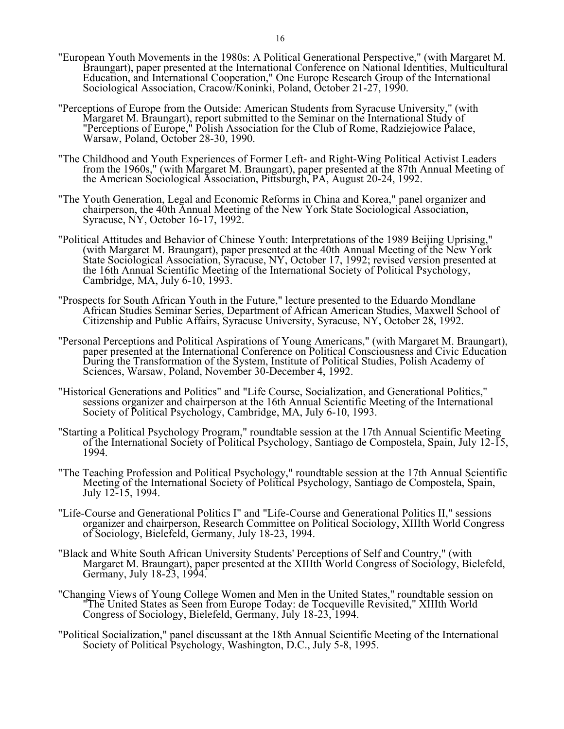"European Youth Movements in the 1980s: A Political Generational Perspective," (with Margaret M. Braungart), paper presented at the International Conference on National Identities, Multicultural Education, and International Cooperation," One Europe Research Group of the International Sociological Association, Cracow/Koninki, Poland, October 21-27, 1990.

"Perceptions of Europe from the Outside: American Students from Syracuse University," (with Margaret M. Braungart), report submitted to the Seminar on the International Study of "Perceptions of Europe," Polish Association for the Club of Rome, Radziejowice Palace, Warsaw, Poland, October 28-30, 1990.

"The Childhood and Youth Experiences of Former Left- and Right-Wing Political Activist Leaders from the 1960s," (with Margaret M. Braungart), paper presented at the 87th Annual Meeting of the American Sociological Association, Pittsburgh, PA, August 20-24, 1992.

"The Youth Generation, Legal and Economic Reforms in China and Korea," panel organizer and chairperson, the 40th Annual Meeting of the New York State Sociological Association, Syracuse, NY, October 16-17, 1992.

"Political Attitudes and Behavior of Chinese Youth: Interpretations of the 1989 Beijing Uprising," (with Margaret M. Braungart), paper presented at the 40th Annual Meeting of the New York State Sociological Association, Syracuse, NY, October 17, 1992; revised version presented at the 16th Annual Scientific Meeting of the International Society of Political Psychology, Cambridge, MA, July 6-10, 1993.

"Prospects for South African Youth in the Future," lecture presented to the Eduardo Mondlane African Studies Seminar Series, Department of African American Studies, Maxwell School of Citizenship and Public Affairs, Syracuse University, Syracuse, NY, October 28, 1992.

"Personal Perceptions and Political Aspirations of Young Americans," (with Margaret M. Braungart), paper presented at the International Conference on Political Consciousness and Civic Education During the Transformation of the System, Institute of Political Studies, Polish Academy of Sciences, Warsaw, Poland, November 30-December 4, 1992.

"Historical Generations and Politics" and "Life Course, Socialization, and Generational Politics," sessions organizer and chairperson at the 16th Annual Scientific Meeting of the International Society of Political Psychology, Cambridge, MA, July 6-10, 1993.

"Starting a Political Psychology Program," roundtable session at the 17th Annual Scientific Meeting of the International Society of Political Psychology, Santiago de Compostela, Spain, July 12-15, 1994.

"The Teaching Profession and Political Psychology," roundtable session at the 17th Annual Scientific Meeting of the International Society of Political Psychology, Santiago de Compostela, Spain, July 12-15, 1994.

"Life-Course and Generational Politics I" and "Life-Course and Generational Politics II," sessions organizer and chairperson, Research Committee on Political Sociology, XIIIth World Congress of Sociology, Bielefeld, Germany, July 18-23, 1994.

"Black and White South African University Students' Perceptions of Self and Country," (with Margaret M. Braungart), paper presented at the XIIIth World Congress of Sociology, Bielefeld, Germany, July 18-23, 1994.

"Changing Views of Young College Women and Men in the United States," roundtable session on "The United States as Seen from Europe Today: de Tocqueville Revisited," XIIIth World Congress of Sociology, Bielefeld, Germany, July 18-23, 1994.

"Political Socialization," panel discussant at the 18th Annual Scientific Meeting of the International Society of Political Psychology, Washington, D.C., July 5-8, 1995.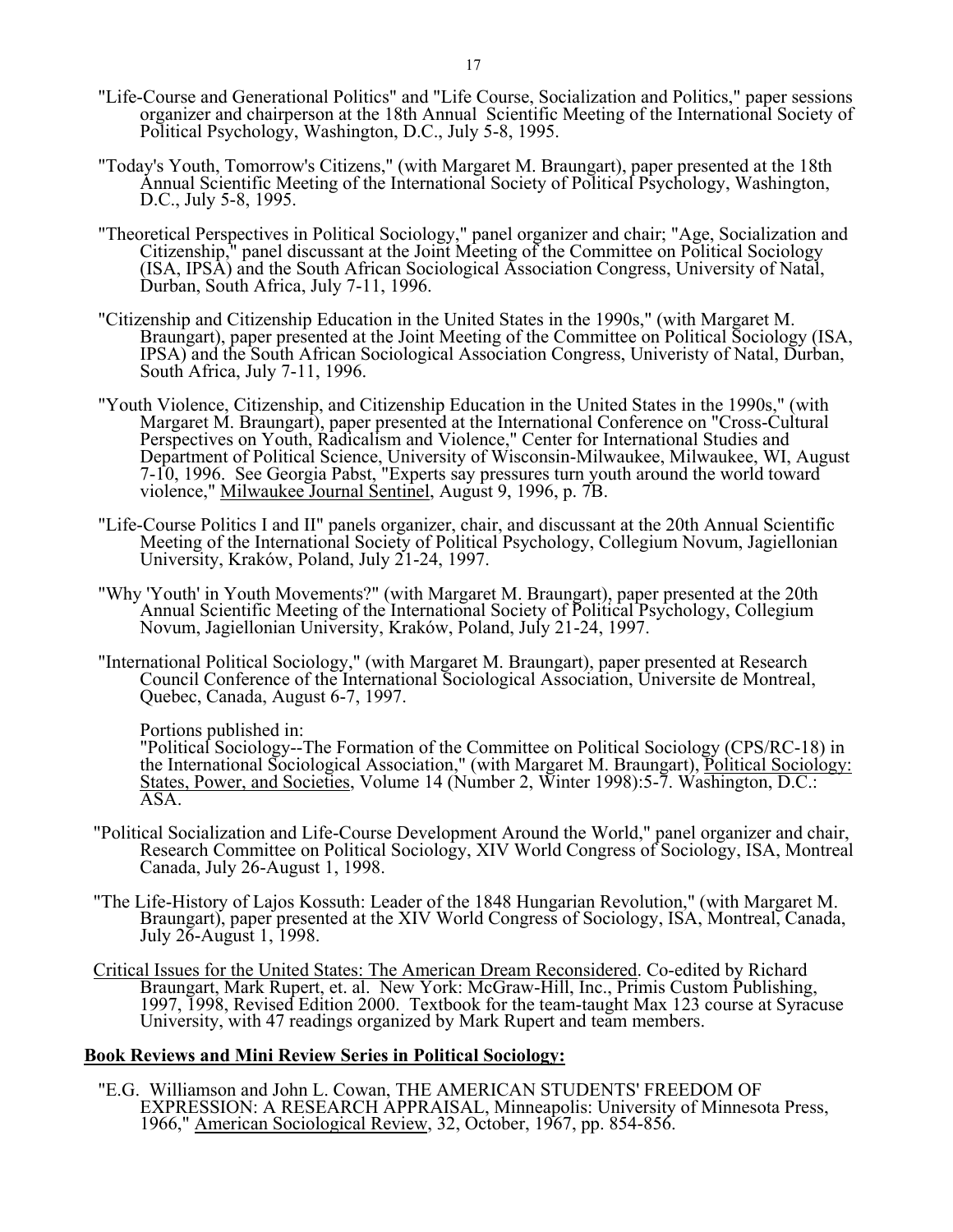"Life-Course and Generational Politics" and "Life Course, Socialization and Politics," paper sessions organizer and chairperson at the 18th Annual Scientific Meeting of the International Society of Political Psychology, Washington, D.C., July 5-8, 1995.

"Today's Youth, Tomorrow's Citizens," (with Margaret M. Braungart), paper presented at the 18th Annual Scientific Meeting of the International Society of Political Psychology, Washington, D.C., July 5-8, 1995.

"Theoretical Perspectives in Political Sociology," panel organizer and chair; "Age, Socialization and Citizenship," panel discussant at the Joint Meeting of the Committee on Political Sociology (ISA, IPSA) and the South African Sociological Association Congress, University of Natal, Durban, South Africa, July 7-11, 1996.

"Citizenship and Citizenship Education in the United States in the 1990s," (with Margaret M. Braungart), paper presented at the Joint Meeting of the Committee on Political Sociology (ISA, IPSA) and the South African Sociological Association Congress, Univeristy of Natal, Durban, South Africa, July 7-11, 1996.

"Youth Violence, Citizenship, and Citizenship Education in the United States in the 1990s," (with Margaret M. Braungart), paper presented at the International Conference on "Cross-Cultural Perspectives on Youth, Radicalism and Violence," Center for International Studies and Department of Political Science, University of Wisconsin-Milwaukee, Milwaukee, WI, August 7-10, 1996. See Georgia Pabst, "Experts say pressures turn youth around the world toward violence," Milwaukee Journal Sentinel, August 9, 1996, p. 7B.

"Life-Course Politics I and II" panels organizer, chair, and discussant at the 20th Annual Scientific Meeting of the International Society of Political Psychology, Collegium Novum, Jagiellonian University, Kraków, Poland, July 21-24, 1997.

"Why 'Youth' in Youth Movements?" (with Margaret M. Braungart), paper presented at the 20th Annual Scientific Meeting of the International Society of Political Psychology, Collegium Novum, Jagiellonian University, Kraków, Poland, July 21-24, 1997.

"International Political Sociology," (with Margaret M. Braungart), paper presented at Research Council Conference of the International Sociological Association, Universite de Montreal, Quebec, Canada, August 6-7, 1997.

Portions published in:
"Political Sociology--The Formation of the Committee on Political Sociology (CPS/RC-18) in the International Sociological Association," (with Margaret M. Braungart), Political Sociology: States, Power, and Societies, Volume 14 (Number 2, Winter 1998):5-7. Washington, D.C.: ASA.

"Political Socialization and Life-Course Development Around the World," panel organizer and chair, Research Committee on Political Sociology, XIV World Congress of Sociology, ISA, Montreal Canada, July 26-August 1, 1998.

"The Life-History of Lajos Kossuth: Leader of the 1848 Hungarian Revolution," (with Margaret M. Braungart), paper presented at the XIV World Congress of Sociology, ISA, Montreal, Canada, July 26-August 1, 1998.

Critical Issues for the United States: The American Dream Reconsidered. Co-edited by Richard Braungart, Mark Rupert, et. al. New York: McGraw-Hill, Inc., Primis Custom Publishing, 1997, 1998, Revised Edition 2000. Textbook for the team-taught Max 123 course at Syracuse University, with 47 readings organized by Mark Rupert and team members.

**Book Reviews and Mini Review Series in Political Sociology:**

"E.G. Williamson and John L. Cowan, THE AMERICAN STUDENTS' FREEDOM OF EXPRESSION: A RESEARCH APPRAISAL, Minneapolis: University of Minnesota Press, 1966," American Sociological Review, 32, October, 1967, pp. 854-856.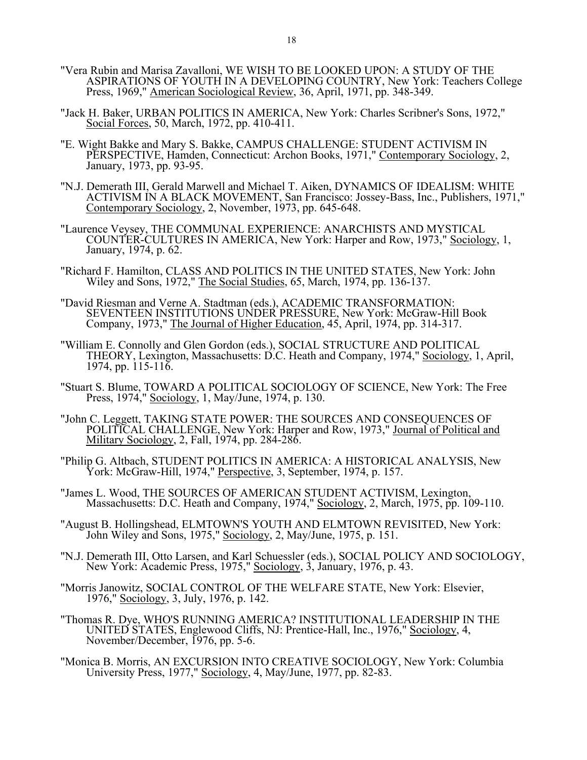"Vera Rubin and Marisa Zavalloni, WE WISH TO BE LOOKED UPON: A STUDY OF THE ASPIRATIONS OF YOUTH IN A DEVELOPING COUNTRY, New York: Teachers College Press, 1969," American Sociological Review, 36, April, 1971, pp. 348-349.

"Jack H. Baker, URBAN POLITICS IN AMERICA, New York: Charles Scribner's Sons, 1972," Social Forces, 50, March, 1972, pp. 410-411.

"E. Wight Bakke and Mary S. Bakke, CAMPUS CHALLENGE: STUDENT ACTIVISM IN PERSPECTIVE, Hamden, Connecticut: Archon Books, 1971," Contemporary Sociology, 2, January, 1973, pp. 93-95.

"N.J. Demerath III, Gerald Marwell and Michael T. Aiken, DYNAMICS OF IDEALISM: WHITE ACTIVISM IN A BLACK MOVEMENT, San Francisco: Jossey-Bass, Inc., Publishers, 1971," Contemporary Sociology, 2, November, 1973, pp. 645-648.

"Laurence Veysey, THE COMMUNAL EXPERIENCE: ANARCHISTS AND MYSTICAL COUNTER-CULTURES IN AMERICA, New York: Harper and Row, 1973," Sociology, 1, January, 1974, p. 62.

"Richard F. Hamilton, CLASS AND POLITICS IN THE UNITED STATES, New York: John Wiley and Sons, 1972," The Social Studies, 65, March, 1974, pp. 136-137.

"David Riesman and Verne A. Stadtman (eds.), ACADEMIC TRANSFORMATION: SEVENTEEN INSTITUTIONS UNDER PRESSURE, New York: McGraw-Hill Book Company, 1973," The Journal of Higher Education, 45, April, 1974, pp. 314-317.

"William E. Connolly and Glen Gordon (eds.), SOCIAL STRUCTURE AND POLITICAL THEORY, Lexington, Massachusetts: D.C. Heath and Company, 1974," Sociology, 1, April, 1974, pp. 115-116.

"Stuart S. Blume, TOWARD A POLITICAL SOCIOLOGY OF SCIENCE, New York: The Free Press, 1974," Sociology, 1, May/June, 1974, p. 130.

"John C. Leggett, TAKING STATE POWER: THE SOURCES AND CONSEQUENCES OF POLITICAL CHALLENGE, New York: Harper and Row, 1973," Journal of Political and Military Sociology, 2, Fall, 1974, pp. 284-286.

"Philip G. Altbach, STUDENT POLITICS IN AMERICA: A HISTORICAL ANALYSIS, New York: McGraw-Hill, 1974," Perspective, 3, September, 1974, p. 157.

"James L. Wood, THE SOURCES OF AMERICAN STUDENT ACTIVISM, Lexington, Massachusetts: D.C. Heath and Company, 1974," Sociology, 2, March, 1975, pp. 109-110.

"August B. Hollingshead, ELMTOWN'S YOUTH AND ELMTOWN REVISITED, New York: John Wiley and Sons, 1975," Sociology, 2, May/June, 1975, p. 151.

"N.J. Demerath III, Otto Larsen, and Karl Schuessler (eds.), SOCIAL POLICY AND SOCIOLOGY, New York: Academic Press, 1975," Sociology, 3, January, 1976, p. 43.

"Morris Janowitz, SOCIAL CONTROL OF THE WELFARE STATE, New York: Elsevier, 1976," Sociology, 3, July, 1976, p. 142.

"Thomas R. Dye, WHO'S RUNNING AMERICA? INSTITUTIONAL LEADERSHIP IN THE UNITED STATES, Englewood Cliffs, NJ: Prentice-Hall, Inc., 1976," Sociology, 4, November/December, 1976, pp. 5-6.

"Monica B. Morris, AN EXCURSION INTO CREATIVE SOCIOLOGY, New York: Columbia University Press, 1977," Sociology, 4, May/June, 1977, pp. 82-83.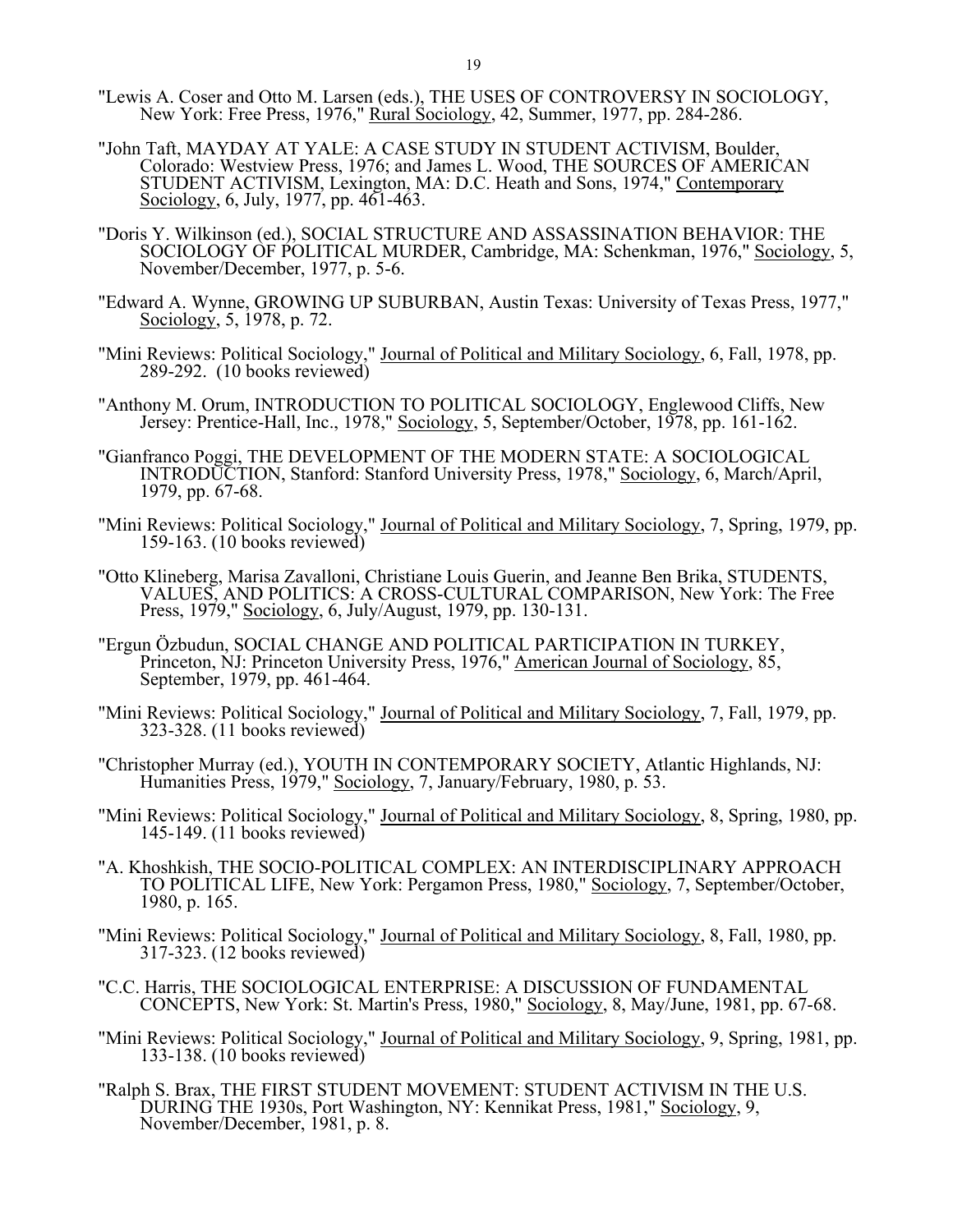"Lewis A. Coser and Otto M. Larsen (eds.), THE USES OF CONTROVERSY IN SOCIOLOGY, New York: Free Press, 1976," Rural Sociology, 42, Summer, 1977, pp. 284-286.

"John Taft, MAYDAY AT YALE: A CASE STUDY IN STUDENT ACTIVISM, Boulder, Colorado: Westview Press, 1976; and James L. Wood, THE SOURCES OF AMERICAN STUDENT ACTIVISM, Lexington, MA: D.C. Heath and Sons, 1974," Contemporary Sociology, 6, July, 1977, pp. 461-463.

"Doris Y. Wilkinson (ed.), SOCIAL STRUCTURE AND ASSASSINATION BEHAVIOR: THE SOCIOLOGY OF POLITICAL MURDER, Cambridge, MA: Schenkman, 1976," Sociology, 5, November/December, 1977, p. 5-6.

"Edward A. Wynne, GROWING UP SUBURBAN, Austin Texas: University of Texas Press, 1977," Sociology, 5, 1978, p. 72.

"Mini Reviews: Political Sociology," Journal of Political and Military Sociology, 6, Fall, 1978, pp. 289-292. (10 books reviewed)

"Anthony M. Orum, INTRODUCTION TO POLITICAL SOCIOLOGY, Englewood Cliffs, New Jersey: Prentice-Hall, Inc., 1978," Sociology, 5, September/October, 1978, pp. 161-162.

"Gianfranco Poggi, THE DEVELOPMENT OF THE MODERN STATE: A SOCIOLOGICAL INTRODUCTION, Stanford: Stanford University Press, 1978," Sociology, 6, March/April, 1979, pp. 67-68.

"Mini Reviews: Political Sociology," Journal of Political and Military Sociology, 7, Spring, 1979, pp. 159-163. (10 books reviewed)

"Otto Klineberg, Marisa Zavalloni, Christiane Louis Guerin, and Jeanne Ben Brika, STUDENTS, VALUES, AND POLITICS: A CROSS-CULTURAL COMPARISON, New York: The Free Press, 1979," Sociology, 6, July/August, 1979, pp. 130-131.

"Ergun Özbudun, SOCIAL CHANGE AND POLITICAL PARTICIPATION IN TURKEY, Princeton, NJ: Princeton University Press, 1976," American Journal of Sociology, 85, September, 1979, pp. 461-464.

"Mini Reviews: Political Sociology," Journal of Political and Military Sociology, 7, Fall, 1979, pp. 323-328. (11 books reviewed)

"Christopher Murray (ed.), YOUTH IN CONTEMPORARY SOCIETY, Atlantic Highlands, NJ: Humanities Press, 1979," Sociology, 7, January/February, 1980, p. 53.

"Mini Reviews: Political Sociology," Journal of Political and Military Sociology, 8, Spring, 1980, pp. 145-149. (11 books reviewed)

"A. Khoshkish, THE SOCIO-POLITICAL COMPLEX: AN INTERDISCIPLINARY APPROACH TO POLITICAL LIFE, New York: Pergamon Press, 1980," Sociology, 7, September/October, 1980, p. 165.

"Mini Reviews: Political Sociology," Journal of Political and Military Sociology, 8, Fall, 1980, pp. 317-323. (12 books reviewed)

"C.C. Harris, THE SOCIOLOGICAL ENTERPRISE: A DISCUSSION OF FUNDAMENTAL CONCEPTS, New York: St. Martin's Press, 1980," Sociology, 8, May/June, 1981, pp. 67-68.

"Mini Reviews: Political Sociology," Journal of Political and Military Sociology, 9, Spring, 1981, pp. 133-138. (10 books reviewed)

"Ralph S. Brax, THE FIRST STUDENT MOVEMENT: STUDENT ACTIVISM IN THE U.S. DURING THE 1930s, Port Washington, NY: Kennikat Press, 1981," Sociology, 9, November/December, 1981, p. 8.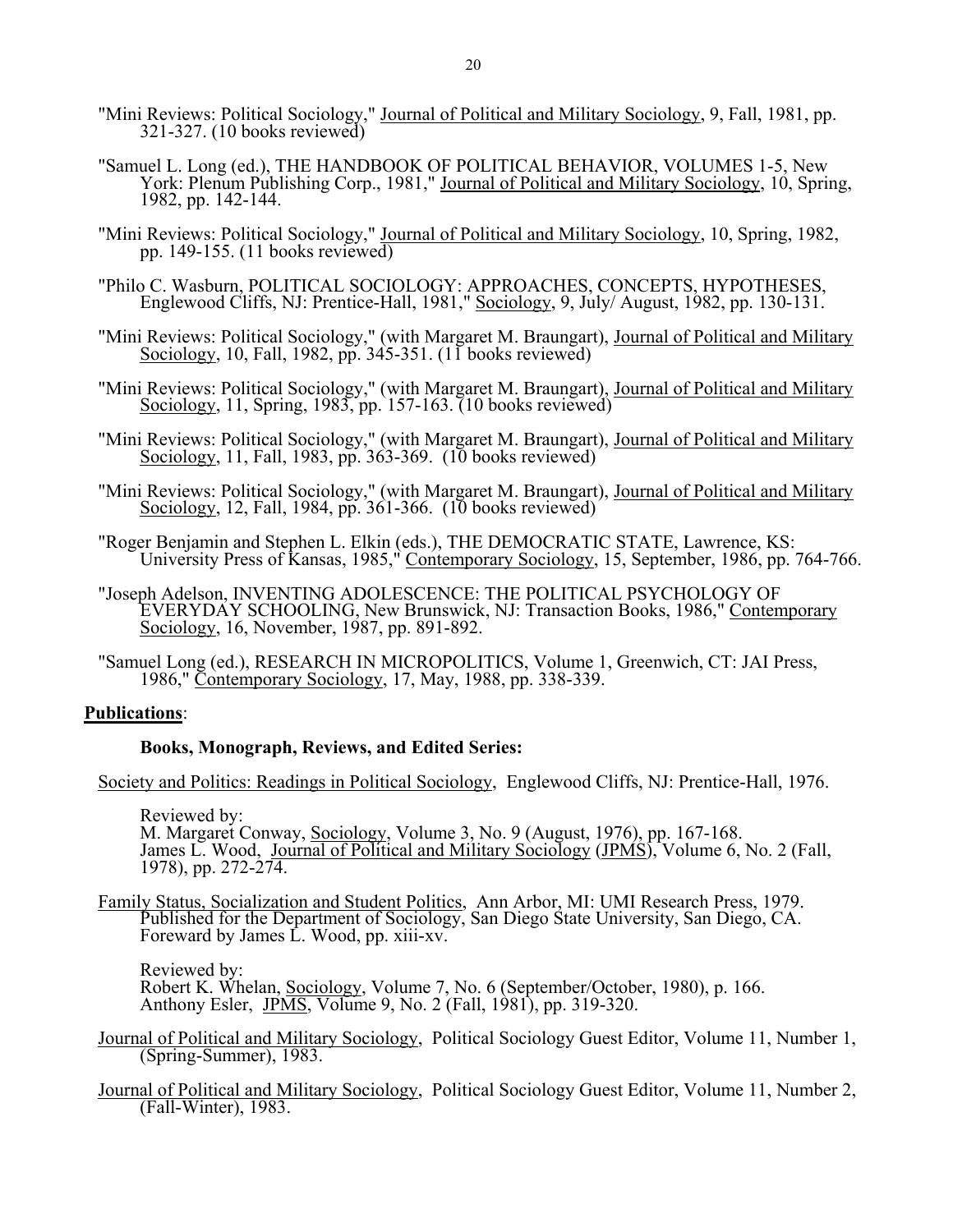"Mini Reviews: Political Sociology," Journal of Political and Military Sociology, 9, Fall, 1981, pp. 321-327. (10 books reviewed)

"Samuel L. Long (ed.), THE HANDBOOK OF POLITICAL BEHAVIOR, VOLUMES 1-5, New York: Plenum Publishing Corp., 1981," Journal of Political and Military Sociology, 10, Spring, 1982, pp. 142-144.

"Mini Reviews: Political Sociology," Journal of Political and Military Sociology, 10, Spring, 1982, pp. 149-155. (11 books reviewed)

"Philo C. Wasburn, POLITICAL SOCIOLOGY: APPROACHES, CONCEPTS, HYPOTHESES, Englewood Cliffs, NJ: Prentice-Hall, 1981," Sociology, 9, July/ August, 1982, pp. 130-131.

"Mini Reviews: Political Sociology," (with Margaret M. Braungart), Journal of Political and Military Sociology, 10, Fall, 1982, pp. 345-351. (11 books reviewed)

"Mini Reviews: Political Sociology," (with Margaret M. Braungart), Journal of Political and Military Sociology, 11, Spring, 1983, pp. 157-163. (10 books reviewed)

"Mini Reviews: Political Sociology," (with Margaret M. Braungart), Journal of Political and Military Sociology, 11, Fall, 1983, pp. 363-369. (10 books reviewed)

"Mini Reviews: Political Sociology," (with Margaret M. Braungart), Journal of Political and Military Sociology, 12, Fall, 1984, pp. 361-366. (10 books reviewed)

"Roger Benjamin and Stephen L. Elkin (eds.), THE DEMOCRATIC STATE, Lawrence, KS: University Press of Kansas, 1985," Contemporary Sociology, 15, September, 1986, pp. 764-766.

"Joseph Adelson, INVENTING ADOLESCENCE: THE POLITICAL PSYCHOLOGY OF EVERYDAY SCHOOLING, New Brunswick, NJ: Transaction Books, 1986," Contemporary Sociology, 16, November, 1987, pp. 891-892.

"Samuel Long (ed.), RESEARCH IN MICROPOLITICS, Volume 1, Greenwich, CT: JAI Press, 1986," Contemporary Sociology, 17, May, 1988, pp. 338-339.

**Publications**:

**Books, Monograph, Reviews, and Edited Series:**

Society and Politics: Readings in Political Sociology, Englewood Cliffs, NJ: Prentice-Hall, 1976.

Reviewed by:
M. Margaret Conway, Sociology, Volume 3, No. 9 (August, 1976), pp. 167-168.
James L. Wood, Journal of Political and Military Sociology (JPMS), Volume 6, No. 2 (Fall, 1978), pp. 272-274.

Family Status, Socialization and Student Politics, Ann Arbor, MI: UMI Research Press, 1979. Published for the Department of Sociology, San Diego State University, San Diego, CA. Foreward by James L. Wood, pp. xiii-xv.

Reviewed by:
Robert K. Whelan, Sociology, Volume 7, No. 6 (September/October, 1980), p. 166.
Anthony Esler, JPMS, Volume 9, No. 2 (Fall, 1981), pp. 319-320.

Journal of Political and Military Sociology, Political Sociology Guest Editor, Volume 11, Number 1, (Spring-Summer), 1983.

Journal of Political and Military Sociology, Political Sociology Guest Editor, Volume 11, Number 2, (Fall-Winter), 1983.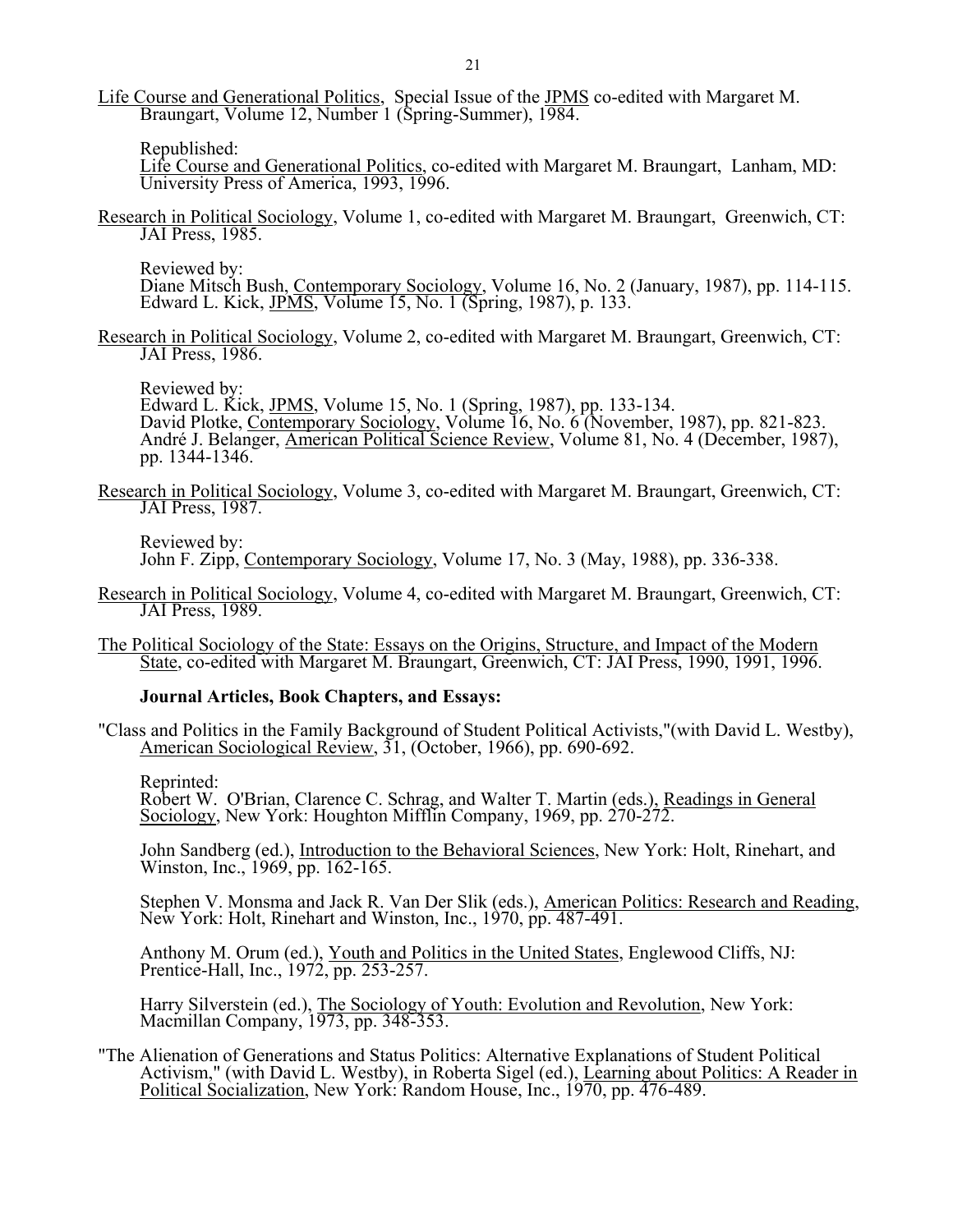Life Course and Generational Politics, Special Issue of the JPMS co-edited with Margaret M. Braungart, Volume 12, Number 1 (Spring-Summer), 1984.

Republished:
Life Course and Generational Politics, co-edited with Margaret M. Braungart, Lanham, MD: University Press of America, 1993, 1996.

Research in Political Sociology, Volume 1, co-edited with Margaret M. Braungart, Greenwich, CT: JAI Press, 1985.

Reviewed by:
Diane Mitsch Bush, Contemporary Sociology, Volume 16, No. 2 (January, 1987), pp. 114-115.
Edward L. Kick, JPMS, Volume 15, No. 1 (Spring, 1987), p. 133.

Research in Political Sociology, Volume 2, co-edited with Margaret M. Braungart, Greenwich, CT: JAI Press, 1986.

Reviewed by:
Edward L. Kick, JPMS, Volume 15, No. 1 (Spring, 1987), pp. 133-134.
David Plotke, Contemporary Sociology, Volume 16, No. 6 (November, 1987), pp. 821-823.
André J. Belanger, American Political Science Review, Volume 81, No. 4 (December, 1987), pp. 1344-1346.

Research in Political Sociology, Volume 3, co-edited with Margaret M. Braungart, Greenwich, CT: JAI Press, 1987.

Reviewed by:
John F. Zipp, Contemporary Sociology, Volume 17, No. 3 (May, 1988), pp. 336-338.

Research in Political Sociology, Volume 4, co-edited with Margaret M. Braungart, Greenwich, CT: JAI Press, 1989.

The Political Sociology of the State: Essays on the Origins, Structure, and Impact of the Modern State, co-edited with Margaret M. Braungart, Greenwich, CT: JAI Press, 1990, 1991, 1996.

**Journal Articles, Book Chapters, and Essays:**

"Class and Politics in the Family Background of Student Political Activists,"(with David L. Westby), American Sociological Review, 31, (October, 1966), pp. 690-692.

Reprinted:
Robert W. O'Brian, Clarence C. Schrag, and Walter T. Martin (eds.), Readings in General Sociology, New York: Houghton Mifflin Company, 1969, pp. 270-272.

John Sandberg (ed.), Introduction to the Behavioral Sciences, New York: Holt, Rinehart, and Winston, Inc., 1969, pp. 162-165.

Stephen V. Monsma and Jack R. Van Der Slik (eds.), American Politics: Research and Reading, New York: Holt, Rinehart and Winston, Inc., 1970, pp. 487-491.

Anthony M. Orum (ed.), Youth and Politics in the United States, Englewood Cliffs, NJ: Prentice-Hall, Inc., 1972, pp. 253-257.

Harry Silverstein (ed.), The Sociology of Youth: Evolution and Revolution, New York: Macmillan Company, 1973, pp. 348-353.

"The Alienation of Generations and Status Politics: Alternative Explanations of Student Political Activism," (with David L. Westby), in Roberta Sigel (ed.), Learning about Politics: A Reader in Political Socialization, New York: Random House, Inc., 1970, pp. 476-489.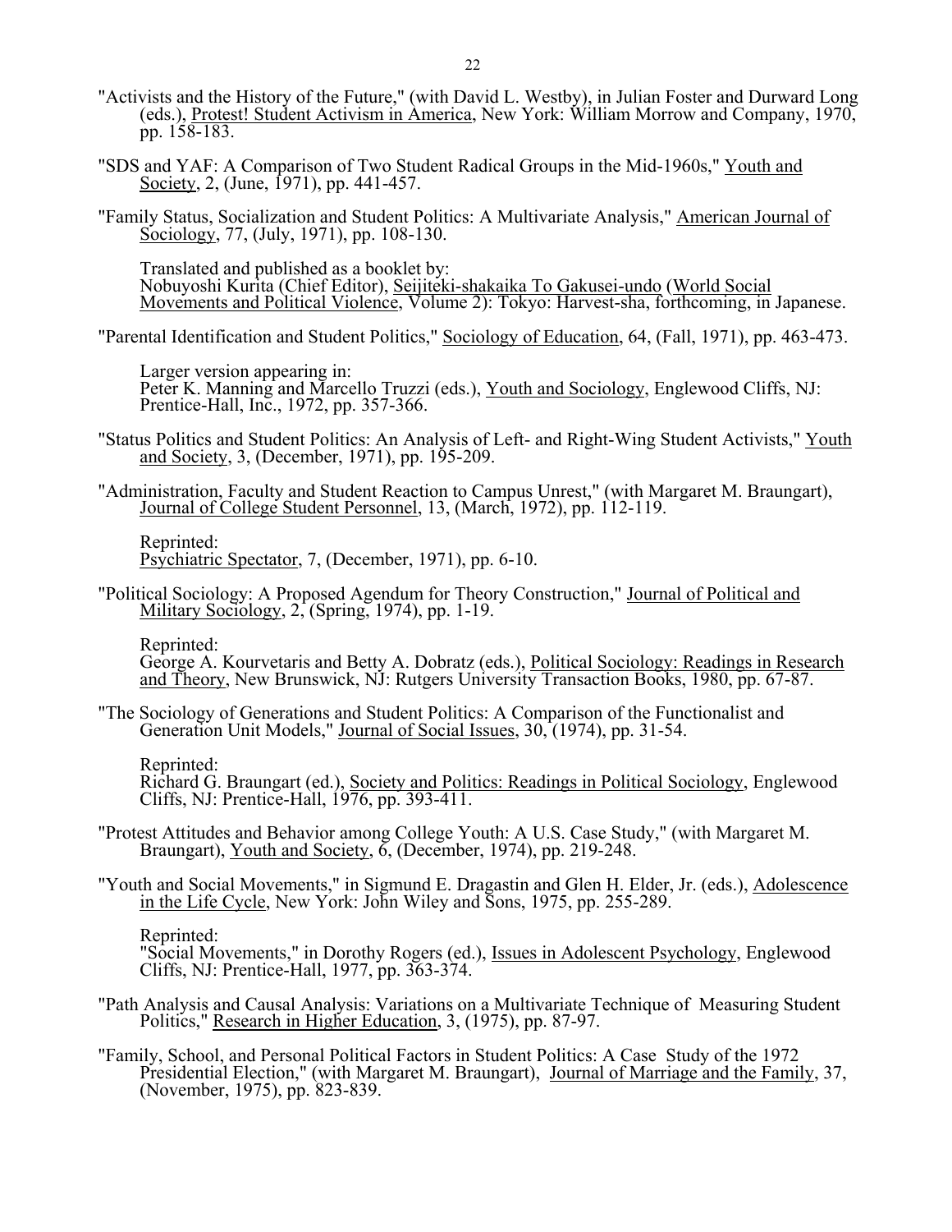"Activists and the History of the Future," (with David L. Westby), in Julian Foster and Durward Long (eds.), Protest! Student Activism in America, New York: William Morrow and Company, 1970, pp. 158-183.

"SDS and YAF: A Comparison of Two Student Radical Groups in the Mid-1960s," Youth and Society, 2, (June, 1971), pp. 441-457.

"Family Status, Socialization and Student Politics: A Multivariate Analysis," American Journal of Sociology, 77, (July, 1971), pp. 108-130.

Translated and published as a booklet by:
Nobuyoshi Kurita (Chief Editor), Seijiteki-shakaika To Gakusei-undo (World Social Movements and Political Violence, Volume 2): Tokyo: Harvest-sha, forthcoming, in Japanese.

"Parental Identification and Student Politics," Sociology of Education, 64, (Fall, 1971), pp. 463-473.

Larger version appearing in:
Peter K. Manning and Marcello Truzzi (eds.), Youth and Sociology, Englewood Cliffs, NJ: Prentice-Hall, Inc., 1972, pp. 357-366.

"Status Politics and Student Politics: An Analysis of Left- and Right-Wing Student Activists," Youth and Society, 3, (December, 1971), pp. 195-209.

"Administration, Faculty and Student Reaction to Campus Unrest," (with Margaret M. Braungart), Journal of College Student Personnel, 13, (March, 1972), pp. 112-119.

Reprinted:
Psychiatric Spectator, 7, (December, 1971), pp. 6-10.

"Political Sociology: A Proposed Agendum for Theory Construction," Journal of Political and Military Sociology, 2, (Spring, 1974), pp. 1-19.

Reprinted:
George A. Kourvetaris and Betty A. Dobratz (eds.), Political Sociology: Readings in Research and Theory, New Brunswick, NJ: Rutgers University Transaction Books, 1980, pp. 67-87.

"The Sociology of Generations and Student Politics: A Comparison of the Functionalist and Generation Unit Models," Journal of Social Issues, 30, (1974), pp. 31-54.

Reprinted:
Richard G. Braungart (ed.), Society and Politics: Readings in Political Sociology, Englewood Cliffs, NJ: Prentice-Hall, 1976, pp. 393-411.

"Protest Attitudes and Behavior among College Youth: A U.S. Case Study," (with Margaret M. Braungart), Youth and Society, 6, (December, 1974), pp. 219-248.

"Youth and Social Movements," in Sigmund E. Dragastin and Glen H. Elder, Jr. (eds.), Adolescence in the Life Cycle, New York: John Wiley and Sons, 1975, pp. 255-289.

Reprinted:
"Social Movements," in Dorothy Rogers (ed.), Issues in Adolescent Psychology, Englewood Cliffs, NJ: Prentice-Hall, 1977, pp. 363-374.

"Path Analysis and Causal Analysis: Variations on a Multivariate Technique of Measuring Student Politics," Research in Higher Education, 3, (1975), pp. 87-97.

"Family, School, and Personal Political Factors in Student Politics: A Case Study of the 1972 Presidential Election," (with Margaret M. Braungart), Journal of Marriage and the Family, 37, (November, 1975), pp. 823-839.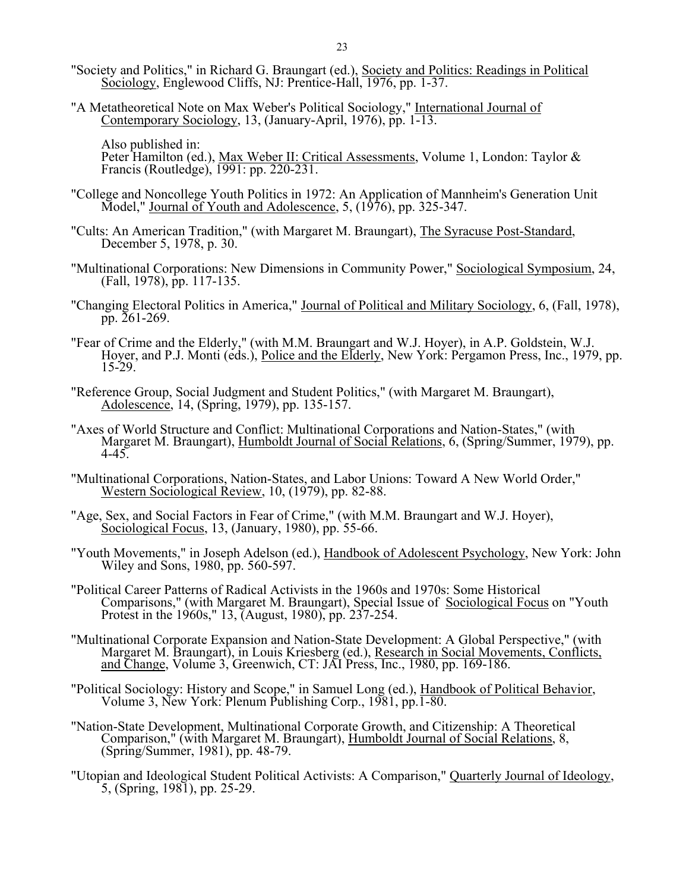"Society and Politics," in Richard G. Braungart (ed.), Society and Politics: Readings in Political Sociology, Englewood Cliffs, NJ: Prentice-Hall, 1976, pp. 1-37.

"A Metatheoretical Note on Max Weber's Political Sociology," International Journal of Contemporary Sociology, 13, (January-April, 1976), pp. 1-13.

Also published in:
Peter Hamilton (ed.), Max Weber II: Critical Assessments, Volume 1, London: Taylor & Francis (Routledge), 1991: pp. 220-231.

"College and Noncollege Youth Politics in 1972: An Application of Mannheim's Generation Unit Model," Journal of Youth and Adolescence, 5, (1976), pp. 325-347.

"Cults: An American Tradition," (with Margaret M. Braungart), The Syracuse Post-Standard, December 5, 1978, p. 30.

"Multinational Corporations: New Dimensions in Community Power," Sociological Symposium, 24, (Fall, 1978), pp. 117-135.

"Changing Electoral Politics in America," Journal of Political and Military Sociology, 6, (Fall, 1978), pp. 261-269.

"Fear of Crime and the Elderly," (with M.M. Braungart and W.J. Hoyer), in A.P. Goldstein, W.J. Hoyer, and P.J. Monti (eds.), Police and the Elderly, New York: Pergamon Press, Inc., 1979, pp. 15-29.

"Reference Group, Social Judgment and Student Politics," (with Margaret M. Braungart), Adolescence, 14, (Spring, 1979), pp. 135-157.

"Axes of World Structure and Conflict: Multinational Corporations and Nation-States," (with Margaret M. Braungart), Humboldt Journal of Social Relations, 6, (Spring/Summer, 1979), pp. 4-45.

"Multinational Corporations, Nation-States, and Labor Unions: Toward A New World Order," Western Sociological Review, 10, (1979), pp. 82-88.

"Age, Sex, and Social Factors in Fear of Crime," (with M.M. Braungart and W.J. Hoyer), Sociological Focus, 13, (January, 1980), pp. 55-66.

"Youth Movements," in Joseph Adelson (ed.), Handbook of Adolescent Psychology, New York: John Wiley and Sons, 1980, pp. 560-597.

"Political Career Patterns of Radical Activists in the 1960s and 1970s: Some Historical Comparisons," (with Margaret M. Braungart), Special Issue of Sociological Focus on "Youth Protest in the 1960s," 13, (August, 1980), pp. 237-254.

"Multinational Corporate Expansion and Nation-State Development: A Global Perspective," (with Margaret M. Braungart), in Louis Kriesberg (ed.), Research in Social Movements, Conflicts, and Change, Volume 3, Greenwich, CT: JAI Press, Inc., 1980, pp. 169-186.

"Political Sociology: History and Scope," in Samuel Long (ed.), Handbook of Political Behavior, Volume 3, New York: Plenum Publishing Corp., 1981, pp.1-80.

"Nation-State Development, Multinational Corporate Growth, and Citizenship: A Theoretical Comparison," (with Margaret M. Braungart), Humboldt Journal of Social Relations, 8, (Spring/Summer, 1981), pp. 48-79.

"Utopian and Ideological Student Political Activists: A Comparison," Quarterly Journal of Ideology, 5, (Spring, 1981), pp. 25-29.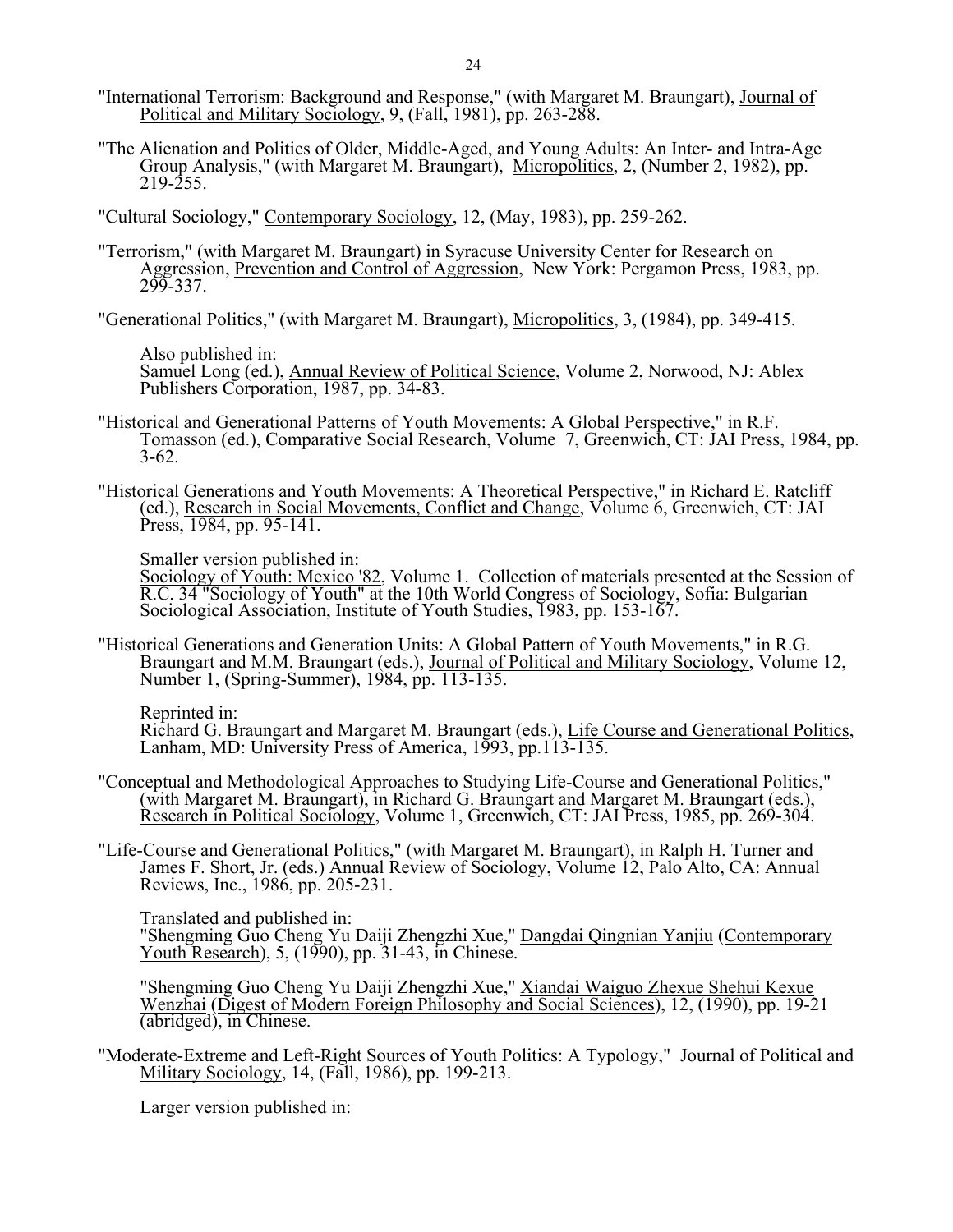"International Terrorism: Background and Response," (with Margaret M. Braungart), Journal of Political and Military Sociology, 9, (Fall, 1981), pp. 263-288.

"The Alienation and Politics of Older, Middle-Aged, and Young Adults: An Inter- and Intra-Age Group Analysis," (with Margaret M. Braungart), Micropolitics, 2, (Number 2, 1982), pp. 219-255.

"Cultural Sociology," Contemporary Sociology, 12, (May, 1983), pp. 259-262.

"Terrorism," (with Margaret M. Braungart) in Syracuse University Center for Research on Aggression, Prevention and Control of Aggression, New York: Pergamon Press, 1983, pp. 299-337.

"Generational Politics," (with Margaret M. Braungart), Micropolitics, 3, (1984), pp. 349-415.

Also published in:
Samuel Long (ed.), Annual Review of Political Science, Volume 2, Norwood, NJ: Ablex Publishers Corporation, 1987, pp. 34-83.

"Historical and Generational Patterns of Youth Movements: A Global Perspective," in R.F. Tomasson (ed.), Comparative Social Research, Volume 7, Greenwich, CT: JAI Press, 1984, pp. 3-62.

"Historical Generations and Youth Movements: A Theoretical Perspective," in Richard E. Ratcliff (ed.), Research in Social Movements, Conflict and Change, Volume 6, Greenwich, CT: JAI Press, 1984, pp. 95-141.

Smaller version published in:
Sociology of Youth: Mexico '82, Volume 1. Collection of materials presented at the Session of R.C. 34 "Sociology of Youth" at the 10th World Congress of Sociology, Sofia: Bulgarian Sociological Association, Institute of Youth Studies, 1983, pp. 153-167.

"Historical Generations and Generation Units: A Global Pattern of Youth Movements," in R.G. Braungart and M.M. Braungart (eds.), Journal of Political and Military Sociology, Volume 12, Number 1, (Spring-Summer), 1984, pp. 113-135.

Reprinted in:
Richard G. Braungart and Margaret M. Braungart (eds.), Life Course and Generational Politics, Lanham, MD: University Press of America, 1993, pp.113-135.

"Conceptual and Methodological Approaches to Studying Life-Course and Generational Politics," (with Margaret M. Braungart), in Richard G. Braungart and Margaret M. Braungart (eds.), Research in Political Sociology, Volume 1, Greenwich, CT: JAI Press, 1985, pp. 269-304.

"Life-Course and Generational Politics," (with Margaret M. Braungart), in Ralph H. Turner and James F. Short, Jr. (eds.) Annual Review of Sociology, Volume 12, Palo Alto, CA: Annual Reviews, Inc., 1986, pp. 205-231.

Translated and published in:
"Shengming Guo Cheng Yu Daiji Zhengzhi Xue," Dangdai Qingnian Yanjiu (Contemporary Youth Research), 5, (1990), pp. 31-43, in Chinese.

"Shengming Guo Cheng Yu Daiji Zhengzhi Xue," Xiandai Waiguo Zhexue Shehui Kexue Wenzhai (Digest of Modern Foreign Philosophy and Social Sciences), 12, (1990), pp. 19-21 (abridged), in Chinese.

"Moderate-Extreme and Left-Right Sources of Youth Politics: A Typology," Journal of Political and Military Sociology, 14, (Fall, 1986), pp. 199-213.

Larger version published in: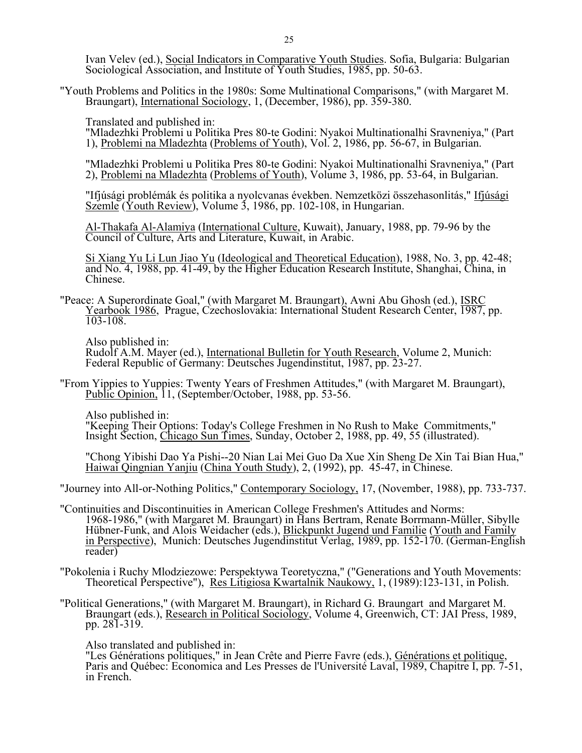Ivan Velev (ed.), Social Indicators in Comparative Youth Studies. Sofia, Bulgaria: Bulgarian Sociological Association, and Institute of Youth Studies, 1985, pp. 50-63.

"Youth Problems and Politics in the 1980s: Some Multinational Comparisons," (with Margaret M. Braungart), International Sociology, 1, (December, 1986), pp. 359-380.

Translated and published in:
"Mladezhki Problemi u Politika Pres 80-te Godini: Nyakoi Multinationalhi Sravneniya," (Part 1), Problemi na Mladezhta (Problems of Youth), Vol. 2, 1986, pp. 56-67, in Bulgarian.

"Mladezhki Problemi u Politika Pres 80-te Godini: Nyakoi Multinationalhi Sravneniya," (Part 2), Problemi na Mladezhta (Problems of Youth), Volume 3, 1986, pp. 53-64, in Bulgarian.

"Ifjúsági problémák és politika a nyolcvanas években. Nemzetközi összehasonlitás," Ifjúsági Szemle (Youth Review), Volume 3, 1986, pp. 102-108, in Hungarian.

Al-Thakafa Al-Alamiya (International Culture, Kuwait), January, 1988, pp. 79-96 by the Council of Culture, Arts and Literature, Kuwait, in Arabic.

Si Xiang Yu Li Lun Jiao Yu (Ideological and Theoretical Education), 1988, No. 3, pp. 42-48; and No. 4, 1988, pp. 41-49, by the Higher Education Research Institute, Shanghai, China, in Chinese.

"Peace: A Superordinate Goal," (with Margaret M. Braungart), Awni Abu Ghosh (ed.), ISRC Yearbook 1986, Prague, Czechoslovakia: International Student Research Center, 1987, pp. 103-108.

Also published in:
Rudolf A.M. Mayer (ed.), International Bulletin for Youth Research, Volume 2, Munich: Federal Republic of Germany: Deutsches Jugendinstitut, 1987, pp. 23-27.

"From Yippies to Yuppies: Twenty Years of Freshmen Attitudes," (with Margaret M. Braungart), Public Opinion, 11, (September/October, 1988, pp. 53-56.

Also published in:
"Keeping Their Options: Today's College Freshmen in No Rush to Make Commitments," Insight Section, Chicago Sun Times, Sunday, October 2, 1988, pp. 49, 55 (illustrated).

"Chong Yibishi Dao Ya Pishi--20 Nian Lai Mei Guo Da Xue Xin Sheng De Xin Tai Bian Hua," Haiwai Qingnian Yanjiu (China Youth Study), 2, (1992), pp. 45-47, in Chinese.

"Journey into All-or-Nothing Politics," Contemporary Sociology, 17, (November, 1988), pp. 733-737.

"Continuities and Discontinuities in American College Freshmen's Attitudes and Norms: 1968-1986," (with Margaret M. Braungart) in Hans Bertram, Renate Borrmann-Müller, Sibylle Hübner-Funk, and Alois Weidacher (eds.), Blickpunkt Jugend und Familie (Youth and Family in Perspective), Munich: Deutsches Jugendinstitut Verlag, 1989, pp. 152-170. (German-English reader)

"Pokolenia i Ruchy Mlodziezowe: Perspektywa Teoretyczna," ("Generations and Youth Movements: Theoretical Perspective"), Res Litigiosa Kwartalnik Naukowy, 1, (1989):123-131, in Polish.

"Political Generations," (with Margaret M. Braungart), in Richard G. Braungart and Margaret M. Braungart (eds.), Research in Political Sociology, Volume 4, Greenwich, CT: JAI Press, 1989, pp. 281-319.

Also translated and published in:
"Les Générations politiques," in Jean Crête and Pierre Favre (eds.), Générations et politique, Paris and Québec: Economica and Les Presses de l'Université Laval, 1989, Chapitre I, pp. 7-51, in French.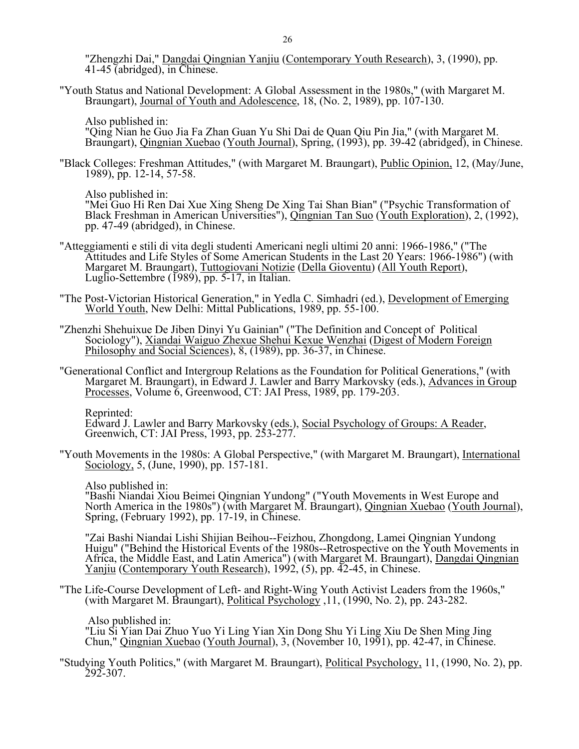"Zhengzhi Dai," Dangdai Qingnian Yanjiu (Contemporary Youth Research), 3, (1990), pp. 41-45 (abridged), in Chinese.

"Youth Status and National Development: A Global Assessment in the 1980s," (with Margaret M. Braungart), Journal of Youth and Adolescence, 18, (No. 2, 1989), pp. 107-130.

Also published in:
"Qing Nian he Guo Jia Fa Zhan Guan Yu Shi Dai de Quan Qiu Pin Jia," (with Margaret M. Braungart), Qingnian Xuebao (Youth Journal), Spring, (1993), pp. 39-42 (abridged), in Chinese.

"Black Colleges: Freshman Attitudes," (with Margaret M. Braungart), Public Opinion, 12, (May/June, 1989), pp. 12-14, 57-58.

Also published in:
"Mei Guo Hi Ren Dai Xue Xing Sheng De Xing Tai Shan Bian" ("Psychic Transformation of Black Freshman in American Universities"), Qingnian Tan Suo (Youth Exploration), 2, (1992), pp. 47-49 (abridged), in Chinese.

"Atteggiamenti e stili di vita degli studenti Americani negli ultimi 20 anni: 1966-1986," ("The Attitudes and Life Styles of Some American Students in the Last 20 Years: 1966-1986") (with Margaret M. Braungart), Tuttogiovani Notizie (Della Gioventu) (All Youth Report), Luglio-Settembre (1989), pp. 5-17, in Italian.

"The Post-Victorian Historical Generation," in Yedla C. Simhadri (ed.), Development of Emerging World Youth, New Delhi: Mittal Publications, 1989, pp. 55-100.

"Zhenzhi Shehuixue De Jiben Dinyi Yu Gainian" ("The Definition and Concept of Political Sociology"), Xiandai Waiguo Zhexue Shehui Kexue Wenzhai (Digest of Modern Foreign Philosophy and Social Sciences), 8, (1989), pp. 36-37, in Chinese.

"Generational Conflict and Intergroup Relations as the Foundation for Political Generations," (with Margaret M. Braungart), in Edward J. Lawler and Barry Markovsky (eds.), Advances in Group Processes, Volume 6, Greenwood, CT: JAI Press, 1989, pp. 179-203.

Reprinted:
Edward J. Lawler and Barry Markovsky (eds.), Social Psychology of Groups: A Reader, Greenwich, CT: JAI Press, 1993, pp. 253-277.

"Youth Movements in the 1980s: A Global Perspective," (with Margaret M. Braungart), International Sociology, 5, (June, 1990), pp. 157-181.

Also published in:
"Bashi Niandai Xiou Beimei Qingnian Yundong" ("Youth Movements in West Europe and North America in the 1980s") (with Margaret M. Braungart), Qingnian Xuebao (Youth Journal), Spring, (February 1992), pp. 17-19, in Chinese.

"Zai Bashi Niandai Lishi Shijian Beihou--Feizhou, Zhongdong, Lamei Qingnian Yundong Huigu" ("Behind the Historical Events of the 1980s--Retrospective on the Youth Movements in Africa, the Middle East, and Latin America") (with Margaret M. Braungart), Dangdai Qingnian Yanjiu (Contemporary Youth Research), 1992, (5), pp. 42-45, in Chinese.

"The Life-Course Development of Left- and Right-Wing Youth Activist Leaders from the 1960s," (with Margaret M. Braungart), Political Psychology ,11, (1990, No. 2), pp. 243-282.

Also published in:
"Liu Si Yian Dai Zhuo Yuo Yi Ling Yian Xin Dong Shu Yi Ling Xiu De Shen Ming Jing Chun," Qingnian Xuebao (Youth Journal), 3, (November 10, 1991), pp. 42-47, in Chinese.

"Studying Youth Politics," (with Margaret M. Braungart), Political Psychology, 11, (1990, No. 2), pp. 292-307.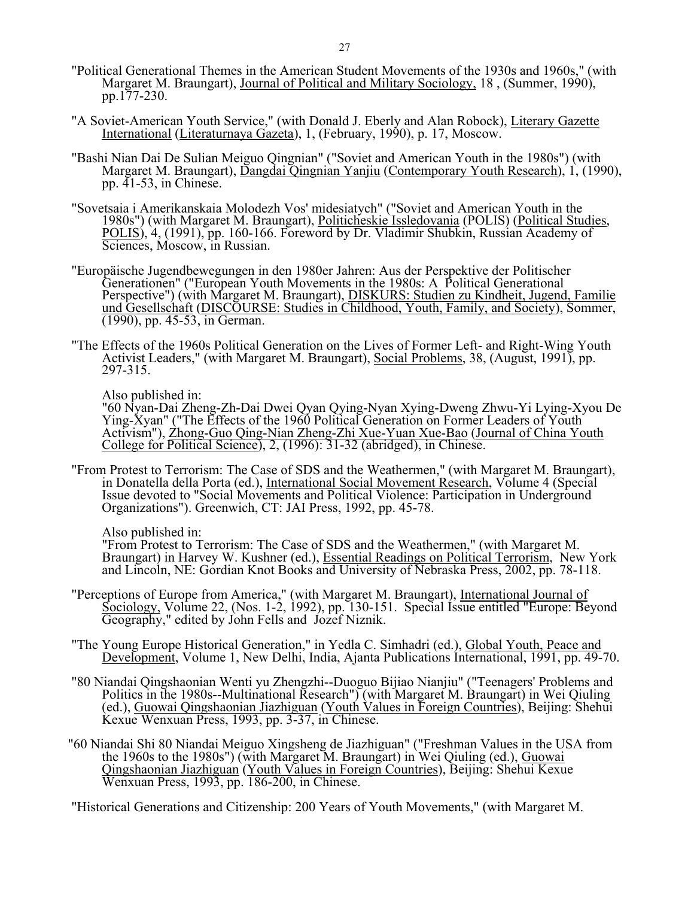"Political Generational Themes in the American Student Movements of the 1930s and 1960s," (with Margaret M. Braungart), Journal of Political and Military Sociology, 18 , (Summer, 1990), pp.177-230.

"A Soviet-American Youth Service," (with Donald J. Eberly and Alan Robock), Literary Gazette International (Literaturnaya Gazeta), 1, (February, 1990), p. 17, Moscow.

"Bashi Nian Dai De Sulian Meiguo Qingnian" ("Soviet and American Youth in the 1980s") (with Margaret M. Braungart), Dangdai Qingnian Yanjiu (Contemporary Youth Research), 1, (1990), pp. 41-53, in Chinese.

"Sovetsaia i Amerikanskaia Molodezh Vos' midesiatych" ("Soviet and American Youth in the 1980s") (with Margaret M. Braungart), Politicheskie Issledovania (POLIS) (Political Studies, POLIS), 4, (1991), pp. 160-166. Foreword by Dr. Vladimir Shubkin, Russian Academy of Sciences, Moscow, in Russian.

"Europäische Jugendbewegungen in den 1980er Jahren: Aus der Perspektive der Politischer Generationen" ("European Youth Movements in the 1980s: A Political Generational Perspective") (with Margaret M. Braungart), DISKURS: Studien zu Kindheit, Jugend, Familie und Gesellschaft (DISCOURSE: Studies in Childhood, Youth, Family, and Society), Sommer, (1990), pp. 45-53, in German.

"The Effects of the 1960s Political Generation on the Lives of Former Left- and Right-Wing Youth Activist Leaders," (with Margaret M. Braungart), Social Problems, 38, (August, 1991), pp. 297-315.

Also published in:
"60 Nyan-Dai Zheng-Zh-Dai Dwei Qyan Qying-Nyan Xying-Dweng Zhwu-Yi Lying-Xyou De Ying-Xyan" ("The Effects of the 1960 Political Generation on Former Leaders of Youth Activism"), Zhong-Guo Qing-Nian Zheng-Zhi Xue-Yuan Xue-Bao (Journal of China Youth College for Political Science), 2, (1996): 31-32 (abridged), in Chinese.

"From Protest to Terrorism: The Case of SDS and the Weathermen," (with Margaret M. Braungart), in Donatella della Porta (ed.), International Social Movement Research, Volume 4 (Special Issue devoted to "Social Movements and Political Violence: Participation in Underground Organizations"). Greenwich, CT: JAI Press, 1992, pp. 45-78.

Also published in:
"From Protest to Terrorism: The Case of SDS and the Weathermen," (with Margaret M. Braungart) in Harvey W. Kushner (ed.), Essential Readings on Political Terrorism, New York and Lincoln, NE: Gordian Knot Books and University of Nebraska Press, 2002, pp. 78-118.

"Perceptions of Europe from America," (with Margaret M. Braungart), International Journal of Sociology, Volume 22, (Nos. 1-2, 1992), pp. 130-151. Special Issue entitled "Europe: Beyond Geography," edited by John Fells and Jozef Niznik.

"The Young Europe Historical Generation," in Yedla C. Simhadri (ed.), Global Youth, Peace and Development, Volume 1, New Delhi, India, Ajanta Publications International, 1991, pp. 49-70.

"80 Niandai Qingshaonian Wenti yu Zhengzhi--Duoguo Bijiao Nianjiu" ("Teenagers' Problems and Politics in the 1980s--Multinational Research") (with Margaret M. Braungart) in Wei Qiuling (ed.), Guowai Qingshaonian Jiazhiguan (Youth Values in Foreign Countries), Beijing: Shehui Kexue Wenxuan Press, 1993, pp. 3-37, in Chinese.

"60 Niandai Shi 80 Niandai Meiguo Xingsheng de Jiazhiguan" ("Freshman Values in the USA from the 1960s to the 1980s") (with Margaret M. Braungart) in Wei Qiuling (ed.), Guowai Qingshaonian Jiazhiguan (Youth Values in Foreign Countries), Beijing: Shehui Kexue Wenxuan Press, 1993, pp. 186-200, in Chinese.

"Historical Generations and Citizenship: 200 Years of Youth Movements," (with Margaret M.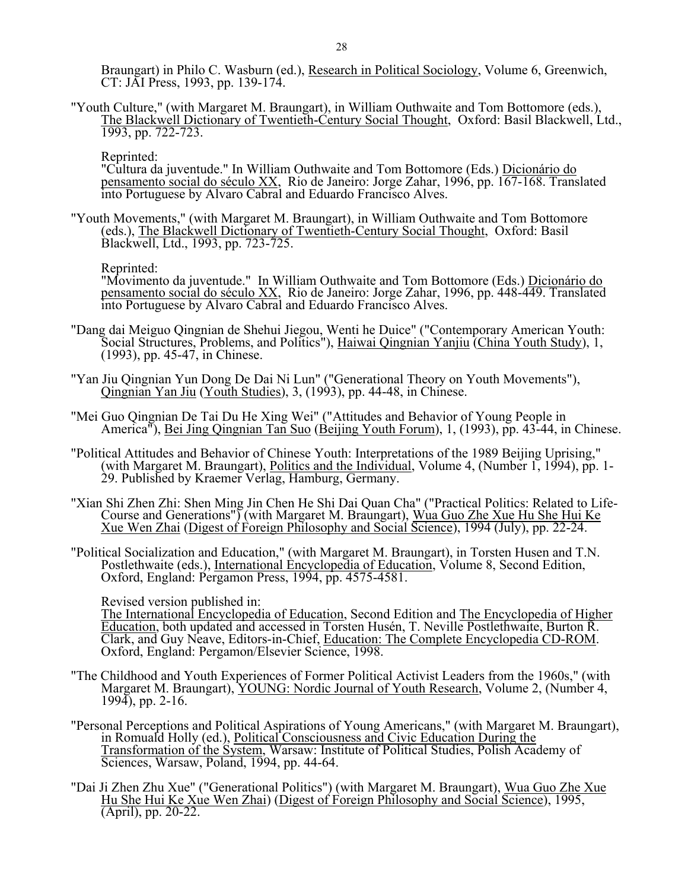Braungart) in Philo C. Wasburn (ed.), Research in Political Sociology, Volume 6, Greenwich, CT: JAI Press, 1993, pp. 139-174.

"Youth Culture," (with Margaret M. Braungart), in William Outhwaite and Tom Bottomore (eds.), The Blackwell Dictionary of Twentieth-Century Social Thought, Oxford: Basil Blackwell, Ltd., 1993, pp. 722-723.

Reprinted:
"Cultura da juventude." In William Outhwaite and Tom Bottomore (Eds.) Dicionário do pensamento social do século XX, Rio de Janeiro: Jorge Zahar, 1996, pp. 167-168. Translated into Portuguese by Alvaro Cabral and Eduardo Francisco Alves.

"Youth Movements," (with Margaret M. Braungart), in William Outhwaite and Tom Bottomore (eds.), The Blackwell Dictionary of Twentieth-Century Social Thought, Oxford: Basil Blackwell, Ltd., 1993, pp. 723-725.

Reprinted:
"Movimento da juventude." In William Outhwaite and Tom Bottomore (Eds.) Dicionário do pensamento social do século XX, Rio de Janeiro: Jorge Zahar, 1996, pp. 448-449. Translated into Portuguese by Alvaro Cabral and Eduardo Francisco Alves.

"Dang dai Meiguo Qingnian de Shehui Jiegou, Wenti he Duice" ("Contemporary American Youth: Social Structures, Problems, and Politics"), Haiwai Qingnian Yanjiu (China Youth Study), 1, (1993), pp. 45-47, in Chinese.

"Yan Jiu Qingnian Yun Dong De Dai Ni Lun" ("Generational Theory on Youth Movements"), Qingnian Yan Jiu (Youth Studies), 3, (1993), pp. 44-48, in Chinese.

"Mei Guo Qingnian De Tai Du He Xing Wei" ("Attitudes and Behavior of Young People in America"), Bei Jing Qingnian Tan Suo (Beijing Youth Forum), 1, (1993), pp. 43-44, in Chinese.

"Political Attitudes and Behavior of Chinese Youth: Interpretations of the 1989 Beijing Uprising," (with Margaret M. Braungart), Politics and the Individual, Volume 4, (Number 1, 1994), pp. 1-29. Published by Kraemer Verlag, Hamburg, Germany.

"Xian Shi Zhen Zhi: Shen Ming Jin Chen He Shi Dai Quan Cha" ("Practical Politics: Related to Life-Course and Generations") (with Margaret M. Braungart), Wua Guo Zhe Xue Hu She Hui Ke Xue Wen Zhai (Digest of Foreign Philosophy and Social Science), 1994 (July), pp. 22-24.

"Political Socialization and Education," (with Margaret M. Braungart), in Torsten Husen and T.N. Postlethwaite (eds.), International Encyclopedia of Education, Volume 8, Second Edition, Oxford, England: Pergamon Press, 1994, pp. 4575-4581.

Revised version published in:
The International Encyclopedia of Education, Second Edition and The Encyclopedia of Higher Education, both updated and accessed in Torsten Husén, T. Neville Postlethwaite, Burton R. Clark, and Guy Neave, Editors-in-Chief, Education: The Complete Encyclopedia CD-ROM. Oxford, England: Pergamon/Elsevier Science, 1998.

"The Childhood and Youth Experiences of Former Political Activist Leaders from the 1960s," (with Margaret M. Braungart), YOUNG: Nordic Journal of Youth Research, Volume 2, (Number 4, 1994), pp. 2-16.

"Personal Perceptions and Political Aspirations of Young Americans," (with Margaret M. Braungart), in Romuald Holly (ed.), Political Consciousness and Civic Education During the Transformation of the System, Warsaw: Institute of Political Studies, Polish Academy of Sciences, Warsaw, Poland, 1994, pp. 44-64.

"Dai Ji Zhen Zhu Xue" ("Generational Politics") (with Margaret M. Braungart), Wua Guo Zhe Xue Hu She Hui Ke Xue Wen Zhai) (Digest of Foreign Philosophy and Social Science), 1995, (April), pp. 20-22.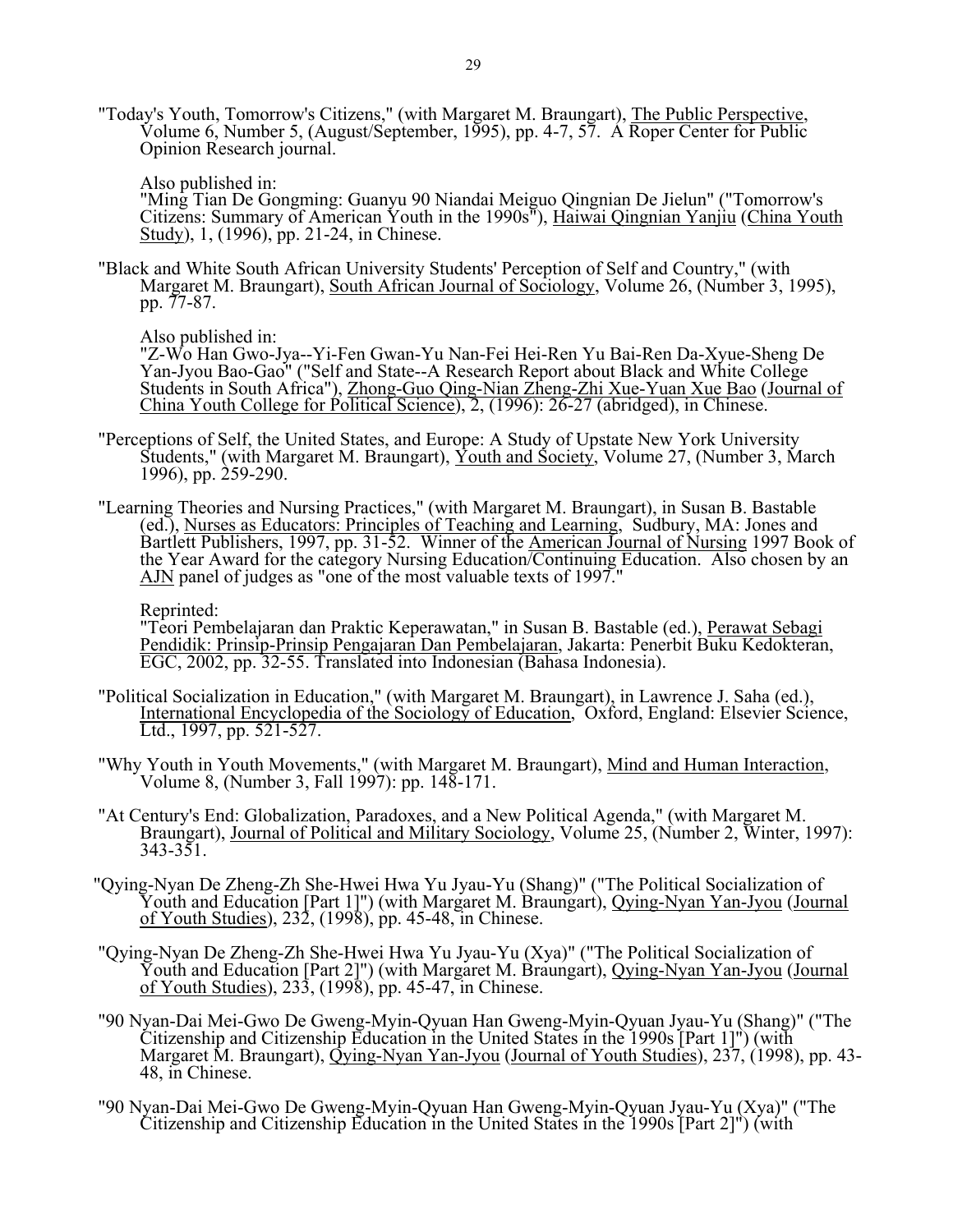"Today's Youth, Tomorrow's Citizens," (with Margaret M. Braungart), The Public Perspective, Volume 6, Number 5, (August/September, 1995), pp. 4-7, 57. A Roper Center for Public Opinion Research journal.

Also published in:
"Ming Tian De Gongming: Guanyu 90 Niandai Meiguo Qingnian De Jielun" ("Tomorrow's Citizens: Summary of American Youth in the 1990s"), Haiwai Qingnian Yanjiu (China Youth Study), 1, (1996), pp. 21-24, in Chinese.

"Black and White South African University Students' Perception of Self and Country," (with Margaret M. Braungart), South African Journal of Sociology, Volume 26, (Number 3, 1995), pp. 77-87.

Also published in:
"Z-Wo Han Gwo-Jya--Yi-Fen Gwan-Yu Nan-Fei Hei-Ren Yu Bai-Ren Da-Xyue-Sheng De Yan-Jyou Bao-Gao" ("Self and State--A Research Report about Black and White College Students in South Africa"), Zhong-Guo Qing-Nian Zheng-Zhi Xue-Yuan Xue Bao (Journal of China Youth College for Political Science), 2, (1996): 26-27 (abridged), in Chinese.

"Perceptions of Self, the United States, and Europe: A Study of Upstate New York University Students," (with Margaret M. Braungart), Youth and Society, Volume 27, (Number 3, March 1996), pp. 259-290.

"Learning Theories and Nursing Practices," (with Margaret M. Braungart), in Susan B. Bastable (ed.), Nurses as Educators: Principles of Teaching and Learning, Sudbury, MA: Jones and Bartlett Publishers, 1997, pp. 31-52. Winner of the American Journal of Nursing 1997 Book of the Year Award for the category Nursing Education/Continuing Education. Also chosen by an AJN panel of judges as "one of the most valuable texts of 1997."

Reprinted:
"Teori Pembelajaran dan Praktic Keperawatan," in Susan B. Bastable (ed.), Perawat Sebagi Pendidik: Prinsip-Prinsip Pengajaran Dan Pembelajaran, Jakarta: Penerbit Buku Kedokteran, EGC, 2002, pp. 32-55. Translated into Indonesian (Bahasa Indonesia).

"Political Socialization in Education," (with Margaret M. Braungart), in Lawrence J. Saha (ed.), International Encyclopedia of the Sociology of Education, Oxford, England: Elsevier Science, Ltd., 1997, pp. 521-527.

"Why Youth in Youth Movements," (with Margaret M. Braungart), Mind and Human Interaction, Volume 8, (Number 3, Fall 1997): pp. 148-171.

"At Century's End: Globalization, Paradoxes, and a New Political Agenda," (with Margaret M. Braungart), Journal of Political and Military Sociology, Volume 25, (Number 2, Winter, 1997): 343-351.

"Qying-Nyan De Zheng-Zh She-Hwei Hwa Yu Jyau-Yu (Shang)" ("The Political Socialization of Youth and Education [Part 1]") (with Margaret M. Braungart), Qying-Nyan Yan-Jyou (Journal of Youth Studies), 232, (1998), pp. 45-48, in Chinese.

"Qying-Nyan De Zheng-Zh She-Hwei Hwa Yu Jyau-Yu (Xya)" ("The Political Socialization of Youth and Education [Part 2]") (with Margaret M. Braungart), Qying-Nyan Yan-Jyou (Journal of Youth Studies), 233, (1998), pp. 45-47, in Chinese.

"90 Nyan-Dai Mei-Gwo De Gweng-Myin-Qyuan Han Gweng-Myin-Qyuan Jyau-Yu (Shang)" ("The Citizenship and Citizenship Education in the United States in the 1990s [Part 1]") (with Margaret M. Braungart), Qying-Nyan Yan-Jyou (Journal of Youth Studies), 237, (1998), pp. 43-48, in Chinese.

"90 Nyan-Dai Mei-Gwo De Gweng-Myin-Qyuan Han Gweng-Myin-Qyuan Jyau-Yu (Xya)" ("The Citizenship and Citizenship Education in the United States in the 1990s [Part 2]") (with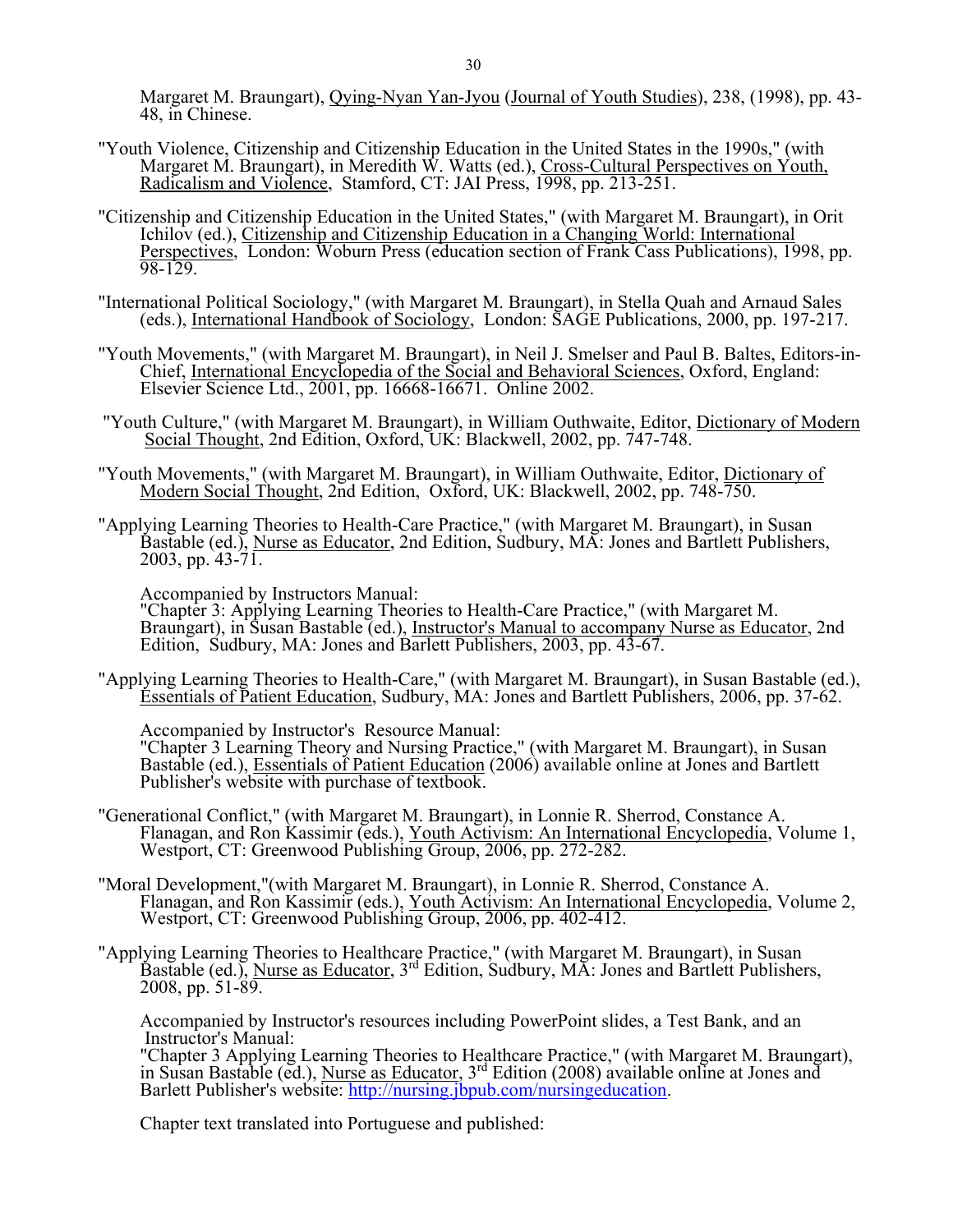Margaret M. Braungart), Qying-Nyan Yan-Jyou (Journal of Youth Studies), 238, (1998), pp. 43-48, in Chinese.

"Youth Violence, Citizenship and Citizenship Education in the United States in the 1990s," (with Margaret M. Braungart), in Meredith W. Watts (ed.), Cross-Cultural Perspectives on Youth, Radicalism and Violence, Stamford, CT: JAI Press, 1998, pp. 213-251.

"Citizenship and Citizenship Education in the United States," (with Margaret M. Braungart), in Orit Ichilov (ed.), Citizenship and Citizenship Education in a Changing World: International Perspectives, London: Woburn Press (education section of Frank Cass Publications), 1998, pp. 98-129.

"International Political Sociology," (with Margaret M. Braungart), in Stella Quah and Arnaud Sales (eds.), International Handbook of Sociology, London: SAGE Publications, 2000, pp. 197-217.

"Youth Movements," (with Margaret M. Braungart), in Neil J. Smelser and Paul B. Baltes, Editors-in-Chief, International Encyclopedia of the Social and Behavioral Sciences, Oxford, England: Elsevier Science Ltd., 2001, pp. 16668-16671. Online 2002.

"Youth Culture," (with Margaret M. Braungart), in William Outhwaite, Editor, Dictionary of Modern Social Thought, 2nd Edition, Oxford, UK: Blackwell, 2002, pp. 747-748.

"Youth Movements," (with Margaret M. Braungart), in William Outhwaite, Editor, Dictionary of Modern Social Thought, 2nd Edition, Oxford, UK: Blackwell, 2002, pp. 748-750.

"Applying Learning Theories to Health-Care Practice," (with Margaret M. Braungart), in Susan Bastable (ed.), Nurse as Educator, 2nd Edition, Sudbury, MA: Jones and Bartlett Publishers, 2003, pp. 43-71.

Accompanied by Instructors Manual:
"Chapter 3: Applying Learning Theories to Health-Care Practice," (with Margaret M. Braungart), in Susan Bastable (ed.), Instructor's Manual to accompany Nurse as Educator, 2nd Edition, Sudbury, MA: Jones and Barlett Publishers, 2003, pp. 43-67.

"Applying Learning Theories to Health-Care," (with Margaret M. Braungart), in Susan Bastable (ed.), Essentials of Patient Education, Sudbury, MA: Jones and Bartlett Publishers, 2006, pp. 37-62.

Accompanied by Instructor's Resource Manual:
"Chapter 3 Learning Theory and Nursing Practice," (with Margaret M. Braungart), in Susan Bastable (ed.), Essentials of Patient Education (2006) available online at Jones and Bartlett Publisher's website with purchase of textbook.

"Generational Conflict," (with Margaret M. Braungart), in Lonnie R. Sherrod, Constance A. Flanagan, and Ron Kassimir (eds.), Youth Activism: An International Encyclopedia, Volume 1, Westport, CT: Greenwood Publishing Group, 2006, pp. 272-282.

"Moral Development,"(with Margaret M. Braungart), in Lonnie R. Sherrod, Constance A. Flanagan, and Ron Kassimir (eds.), Youth Activism: An International Encyclopedia, Volume 2, Westport, CT: Greenwood Publishing Group, 2006, pp. 402-412.

"Applying Learning Theories to Healthcare Practice," (with Margaret M. Braungart), in Susan Bastable (ed.), Nurse as Educator, 3rd Edition, Sudbury, MA: Jones and Bartlett Publishers, 2008, pp. 51-89.

Accompanied by Instructor's resources including PowerPoint slides, a Test Bank, and an Instructor's Manual:
"Chapter 3 Applying Learning Theories to Healthcare Practice," (with Margaret M. Braungart), in Susan Bastable (ed.), Nurse as Educator, 3rd Edition (2008) available online at Jones and Barlett Publisher's website: http://nursing.jbpub.com/nursingeducation.

Chapter text translated into Portuguese and published: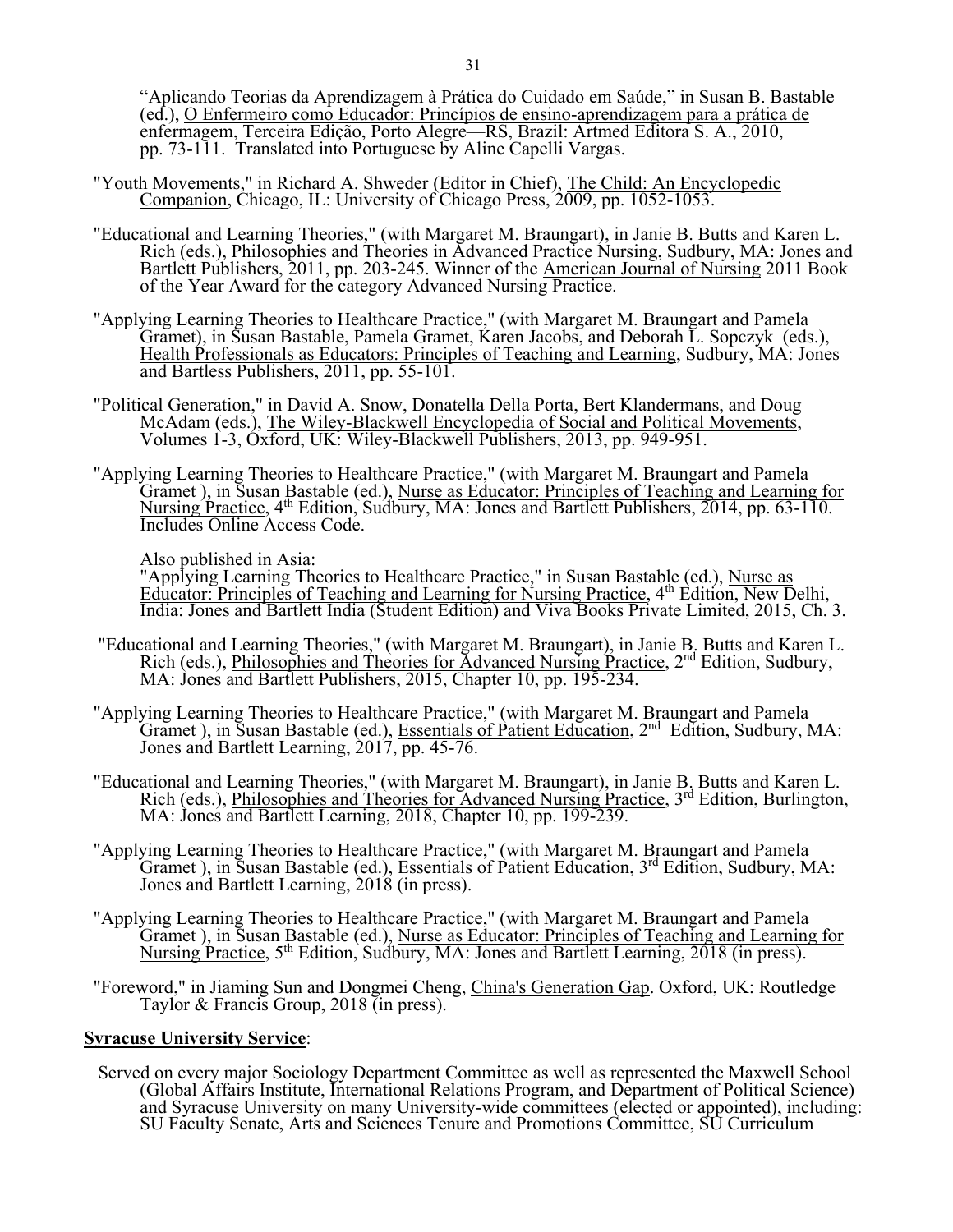"Aplicando Teorias da Aprendizagem à Prática do Cuidado em Saúde," in Susan B. Bastable (ed.), O Enfermeiro como Educador: Princípios de ensino-aprendizagem para a prática de enfermagem, Terceira Edição, Porto Alegre—RS, Brazil: Artmed Editora S. A., 2010, pp. 73-111. Translated into Portuguese by Aline Capelli Vargas.

"Youth Movements," in Richard A. Shweder (Editor in Chief), The Child: An Encyclopedic Companion, Chicago, IL: University of Chicago Press, 2009, pp. 1052-1053.

"Educational and Learning Theories," (with Margaret M. Braungart), in Janie B. Butts and Karen L. Rich (eds.), Philosophies and Theories in Advanced Practice Nursing, Sudbury, MA: Jones and Bartlett Publishers, 2011, pp. 203-245. Winner of the American Journal of Nursing 2011 Book of the Year Award for the category Advanced Nursing Practice.

"Applying Learning Theories to Healthcare Practice," (with Margaret M. Braungart and Pamela Gramet), in Susan Bastable, Pamela Gramet, Karen Jacobs, and Deborah L. Sopczyk (eds.), Health Professionals as Educators: Principles of Teaching and Learning, Sudbury, MA: Jones and Bartless Publishers, 2011, pp. 55-101.

"Political Generation," in David A. Snow, Donatella Della Porta, Bert Klandermans, and Doug McAdam (eds.), The Wiley-Blackwell Encyclopedia of Social and Political Movements, Volumes 1-3, Oxford, UK: Wiley-Blackwell Publishers, 2013, pp. 949-951.

"Applying Learning Theories to Healthcare Practice," (with Margaret M. Braungart and Pamela Gramet ), in Susan Bastable (ed.), Nurse as Educator: Principles of Teaching and Learning for Nursing Practice, 4th Edition, Sudbury, MA: Jones and Bartlett Publishers, 2014, pp. 63-110. Includes Online Access Code.

Also published in Asia:
"Applying Learning Theories to Healthcare Practice," in Susan Bastable (ed.), Nurse as Educator: Principles of Teaching and Learning for Nursing Practice, 4th Edition, New Delhi, India: Jones and Bartlett India (Student Edition) and Viva Books Private Limited, 2015, Ch. 3.

"Educational and Learning Theories," (with Margaret M. Braungart), in Janie B. Butts and Karen L. Rich (eds.), Philosophies and Theories for Advanced Nursing Practice, 2nd Edition, Sudbury, MA: Jones and Bartlett Publishers, 2015, Chapter 10, pp. 195-234.

"Applying Learning Theories to Healthcare Practice," (with Margaret M. Braungart and Pamela Gramet ), in Susan Bastable (ed.), Essentials of Patient Education, 2nd Edition, Sudbury, MA: Jones and Bartlett Learning, 2017, pp. 45-76.

"Educational and Learning Theories," (with Margaret M. Braungart), in Janie B. Butts and Karen L. Rich (eds.), Philosophies and Theories for Advanced Nursing Practice, 3rd Edition, Burlington, MA: Jones and Bartlett Learning, 2018, Chapter 10, pp. 199-239.

"Applying Learning Theories to Healthcare Practice," (with Margaret M. Braungart and Pamela Gramet ), in Susan Bastable (ed.), Essentials of Patient Education, 3rd Edition, Sudbury, MA: Jones and Bartlett Learning, 2018 (in press).

"Applying Learning Theories to Healthcare Practice," (with Margaret M. Braungart and Pamela Gramet ), in Susan Bastable (ed.), Nurse as Educator: Principles of Teaching and Learning for Nursing Practice, 5th Edition, Sudbury, MA: Jones and Bartlett Learning, 2018 (in press).

"Foreword," in Jiaming Sun and Dongmei Cheng, China's Generation Gap. Oxford, UK: Routledge Taylor & Francis Group, 2018 (in press).

**Syracuse University Service**:

Served on every major Sociology Department Committee as well as represented the Maxwell School (Global Affairs Institute, International Relations Program, and Department of Political Science) and Syracuse University on many University-wide committees (elected or appointed), including: SU Faculty Senate, Arts and Sciences Tenure and Promotions Committee, SU Curriculum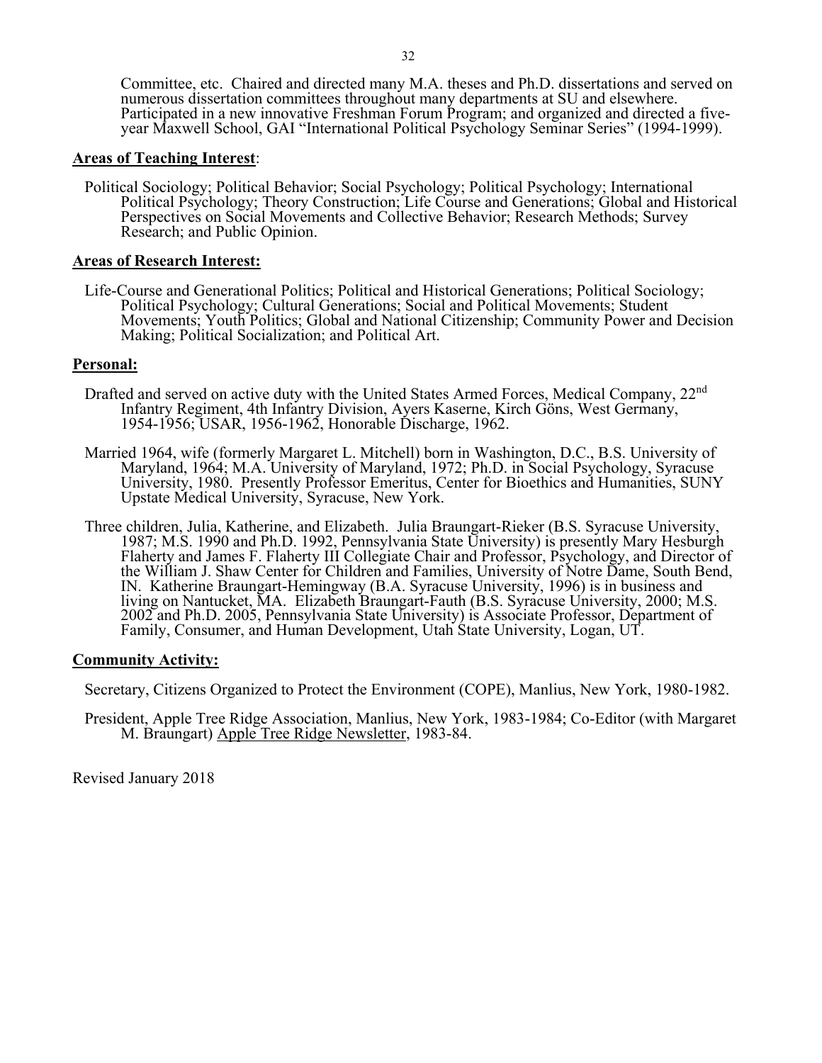Committee, etc. Chaired and directed many M.A. theses and Ph.D. dissertations and served on numerous dissertation committees throughout many departments at SU and elsewhere. Participated in a new innovative Freshman Forum Program; and organized and directed a five-year Maxwell School, GAI "International Political Psychology Seminar Series" (1994-1999).

**Areas of Teaching Interest**:

Political Sociology; Political Behavior; Social Psychology; Political Psychology; International Political Psychology; Theory Construction; Life Course and Generations; Global and Historical Perspectives on Social Movements and Collective Behavior; Research Methods; Survey Research; and Public Opinion.

**Areas of Research Interest:**

Life-Course and Generational Politics; Political and Historical Generations; Political Sociology; Political Psychology; Cultural Generations; Social and Political Movements; Student Movements; Youth Politics; Global and National Citizenship; Community Power and Decision Making; Political Socialization; and Political Art.

**Personal:**

Drafted and served on active duty with the United States Armed Forces, Medical Company, 22nd Infantry Regiment, 4th Infantry Division, Ayers Kaserne, Kirch Göns, West Germany, 1954-1956; USAR, 1956-1962, Honorable Discharge, 1962.

Married 1964, wife (formerly Margaret L. Mitchell) born in Washington, D.C., B.S. University of Maryland, 1964; M.A. University of Maryland, 1972; Ph.D. in Social Psychology, Syracuse University, 1980. Presently Professor Emeritus, Center for Bioethics and Humanities, SUNY Upstate Medical University, Syracuse, New York.

Three children, Julia, Katherine, and Elizabeth. Julia Braungart-Rieker (B.S. Syracuse University, 1987; M.S. 1990 and Ph.D. 1992, Pennsylvania State University) is presently Mary Hesburgh Flaherty and James F. Flaherty III Collegiate Chair and Professor, Psychology, and Director of the William J. Shaw Center for Children and Families, University of Notre Dame, South Bend, IN. Katherine Braungart-Hemingway (B.A. Syracuse University, 1996) is in business and living on Nantucket, MA. Elizabeth Braungart-Fauth (B.S. Syracuse University, 2000; M.S. 2002 and Ph.D. 2005, Pennsylvania State University) is Associate Professor, Department of Family, Consumer, and Human Development, Utah State University, Logan, UT.

**Community Activity:**

Secretary, Citizens Organized to Protect the Environment (COPE), Manlius, New York, 1980-1982.

President, Apple Tree Ridge Association, Manlius, New York, 1983-1984; Co-Editor (with Margaret M. Braungart) Apple Tree Ridge Newsletter, 1983-84.

Revised January 2018